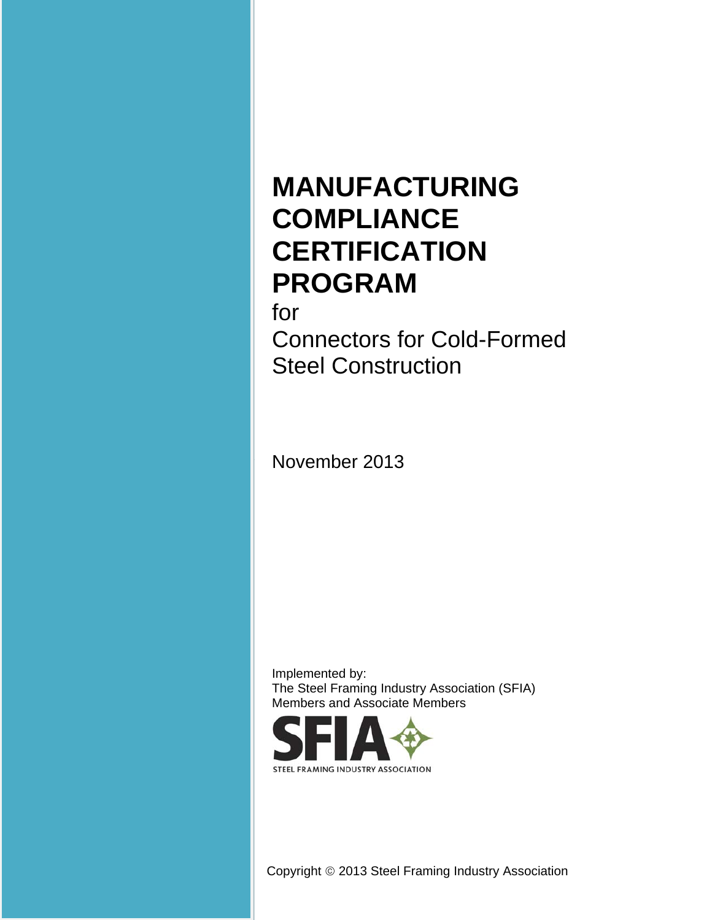# MANUFACTURING COMPLIANCE CERTIFICATION PROGRAM

for

Connectors for Cold-Formed Steel Construction

November 2013

Implemented by:
The Steel Framing Industry Association (SFIA)
Members and Associate Members

SFIA
STEEL FRAMING INDUSTRY ASSOCIATION

Copyright © 2013 Steel Framing Industry Association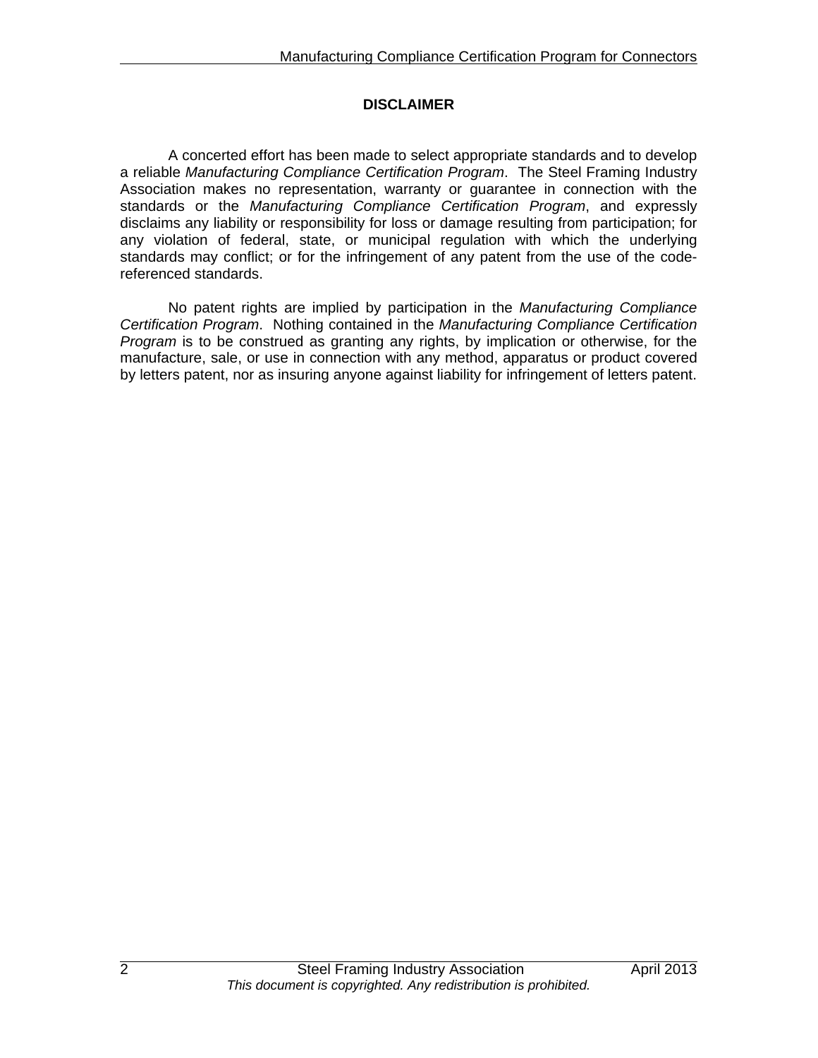## DISCLAIMER

A concerted effort has been made to select appropriate standards and to develop a reliable *Manufacturing Compliance Certification Program*. The Steel Framing Industry Association makes no representation, warranty or guarantee in connection with the standards or the *Manufacturing Compliance Certification Program*, and expressly disclaims any liability or responsibility for loss or damage resulting from participation; for any violation of federal, state, or municipal regulation with which the underlying standards may conflict; or for the infringement of any patent from the use of the code-referenced standards.

No patent rights are implied by participation in the *Manufacturing Compliance Certification Program*. Nothing contained in the *Manufacturing Compliance Certification Program* is to be construed as granting any rights, by implication or otherwise, for the manufacture, sale, or use in connection with any method, apparatus or product covered by letters patent, nor as insuring anyone against liability for infringement of letters patent.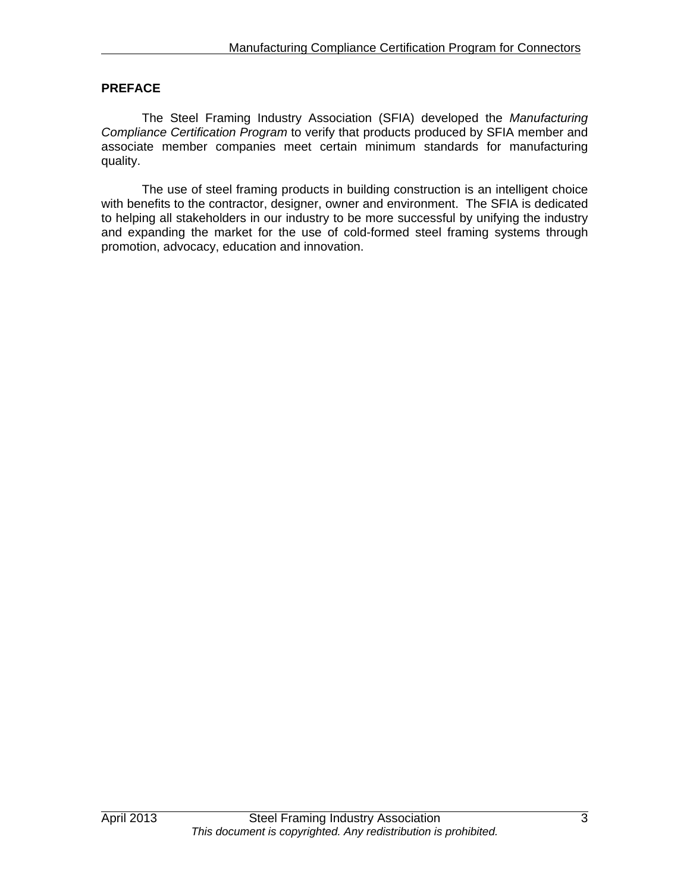## PREFACE

The Steel Framing Industry Association (SFIA) developed the *Manufacturing Compliance Certification Program* to verify that products produced by SFIA member and associate member companies meet certain minimum standards for manufacturing quality.

The use of steel framing products in building construction is an intelligent choice with benefits to the contractor, designer, owner and environment. The SFIA is dedicated to helping all stakeholders in our industry to be more successful by unifying the industry and expanding the market for the use of cold-formed steel framing systems through promotion, advocacy, education and innovation.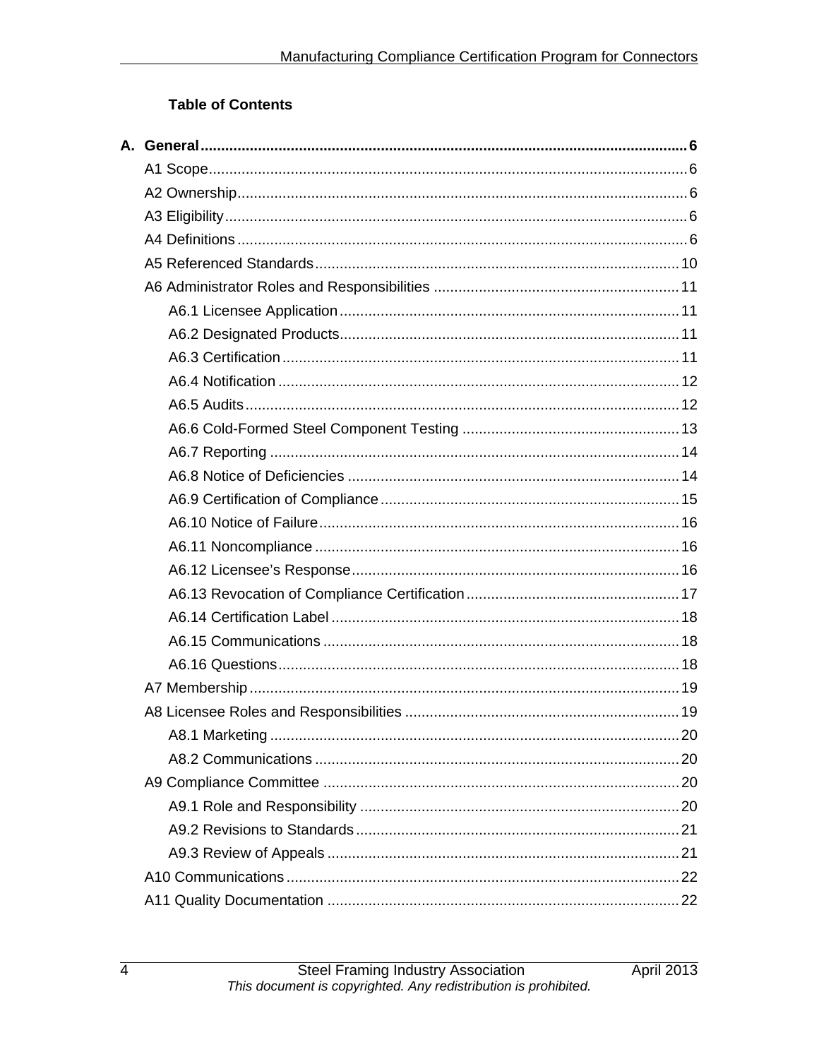**Table of Contents**

**A. General ..... 6**

- A1 Scope ..... 6
- A2 Ownership ..... 6
- A3 Eligibility ..... 6
- A4 Definitions ..... 6
- A5 Referenced Standards ..... 10
- A6 Administrator Roles and Responsibilities ..... 11
    - A6.1 Licensee Application ..... 11
    - A6.2 Designated Products ..... 11
    - A6.3 Certification ..... 11
    - A6.4 Notification ..... 12
    - A6.5 Audits ..... 12
    - A6.6 Cold-Formed Steel Component Testing ..... 13
    - A6.7 Reporting ..... 14
    - A6.8 Notice of Deficiencies ..... 14
    - A6.9 Certification of Compliance ..... 15
    - A6.10 Notice of Failure ..... 16
    - A6.11 Noncompliance ..... 16
    - A6.12 Licensee's Response ..... 16
    - A6.13 Revocation of Compliance Certification ..... 17
    - A6.14 Certification Label ..... 18
    - A6.15 Communications ..... 18
    - A6.16 Questions ..... 18
- A7 Membership ..... 19
- A8 Licensee Roles and Responsibilities ..... 19
    - A8.1 Marketing ..... 20
    - A8.2 Communications ..... 20
- A9 Compliance Committee ..... 20
    - A9.1 Role and Responsibility ..... 20
    - A9.2 Revisions to Standards ..... 21
    - A9.3 Review of Appeals ..... 21
- A10 Communications ..... 22
- A11 Quality Documentation ..... 22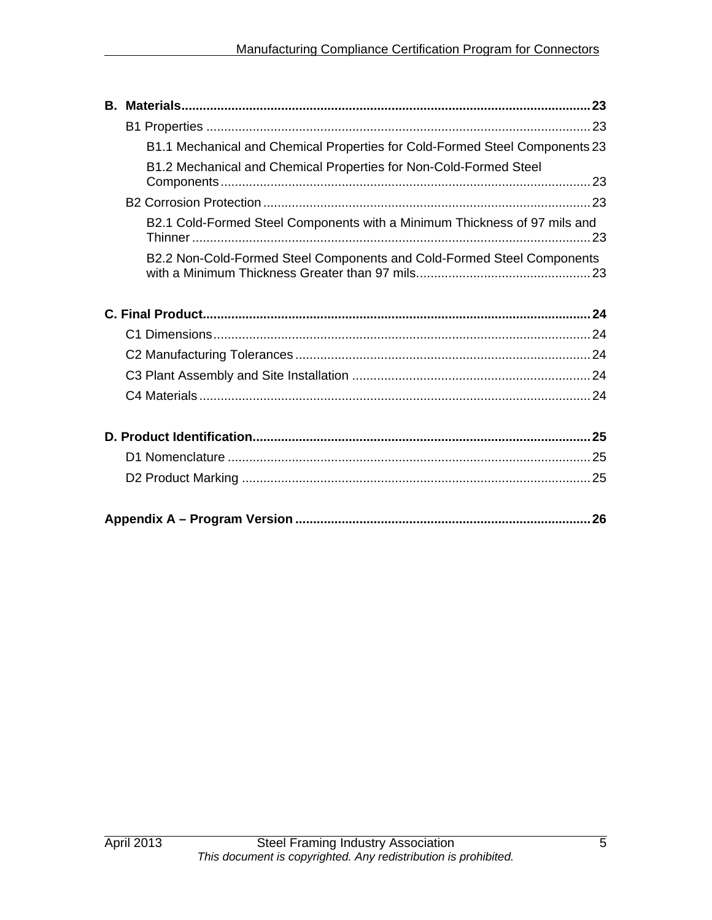**B. Materials** .................................................. **23**

- B1 Properties .................................................. 23
  - B1.1 Mechanical and Chemical Properties for Cold-Formed Steel Components .................................................. 23
  - B1.2 Mechanical and Chemical Properties for Non-Cold-Formed Steel Components .................................................. 23
- B2 Corrosion Protection .................................................. 23
  - B2.1 Cold-Formed Steel Components with a Minimum Thickness of 97 mils and Thinner .................................................. 23
  - B2.2 Non-Cold-Formed Steel Components and Cold-Formed Steel Components with a Minimum Thickness Greater than 97 mils .................................................. 23

**C. Final Product** .................................................. **24**

- C1 Dimensions .................................................. 24
- C2 Manufacturing Tolerances .................................................. 24
- C3 Plant Assembly and Site Installation .................................................. 24
- C4 Materials .................................................. 24

**D. Product Identification** .................................................. **25**

- D1 Nomenclature .................................................. 25
- D2 Product Marking .................................................. 25

**Appendix A – Program Version** .................................................. **26**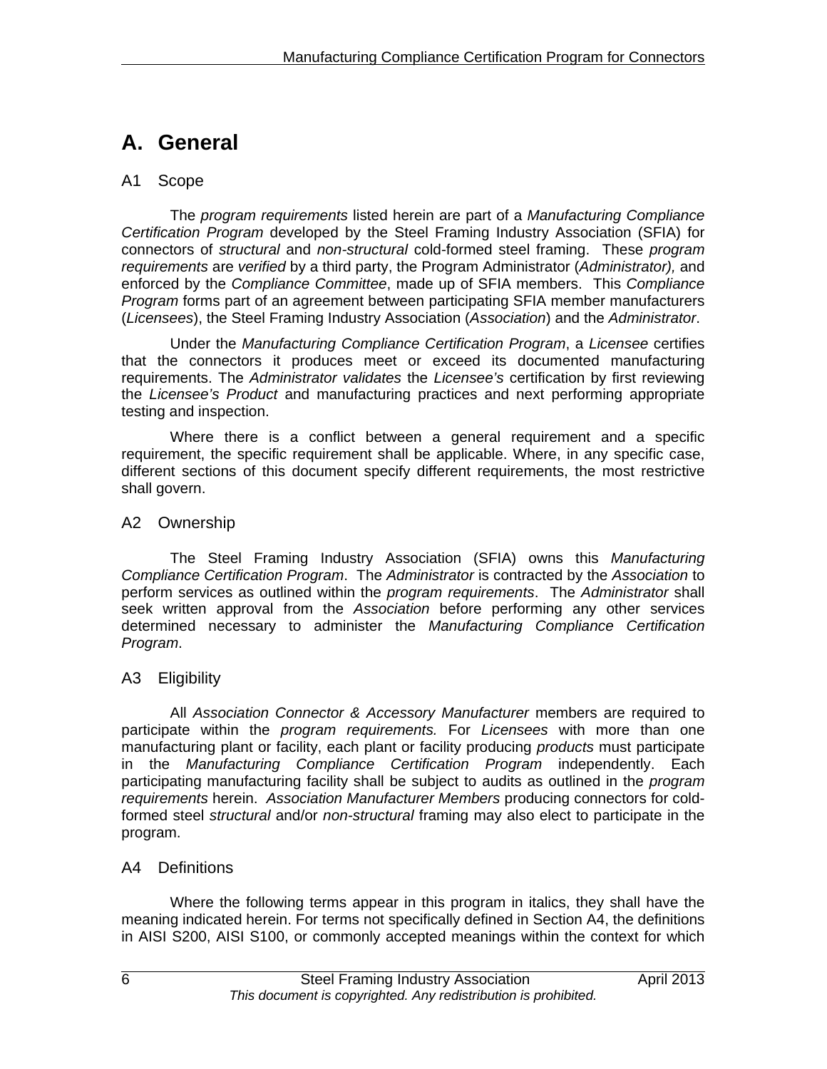# A. General

## A1 Scope

The *program requirements* listed herein are part of a *Manufacturing Compliance Certification Program* developed by the Steel Framing Industry Association (SFIA) for connectors of *structural* and *non-structural* cold-formed steel framing. These *program requirements* are *verified* by a third party, the Program Administrator (*Administrator),* and enforced by the *Compliance Committee*, made up of SFIA members. This *Compliance Program* forms part of an agreement between participating SFIA member manufacturers (*Licensees*), the Steel Framing Industry Association (*Association*) and the *Administrator*.

Under the *Manufacturing Compliance Certification Program*, a *Licensee* certifies that the connectors it produces meet or exceed its documented manufacturing requirements. The *Administrator validates* the *Licensee's* certification by first reviewing the *Licensee's Product* and manufacturing practices and next performing appropriate testing and inspection.

Where there is a conflict between a general requirement and a specific requirement, the specific requirement shall be applicable. Where, in any specific case, different sections of this document specify different requirements, the most restrictive shall govern.

## A2 Ownership

The Steel Framing Industry Association (SFIA) owns this *Manufacturing Compliance Certification Program*. The *Administrator* is contracted by the *Association* to perform services as outlined within the *program requirements*. The *Administrator* shall seek written approval from the *Association* before performing any other services determined necessary to administer the *Manufacturing Compliance Certification Program*.

## A3 Eligibility

All *Association Connector & Accessory Manufacturer* members are required to participate within the *program requirements.* For *Licensees* with more than one manufacturing plant or facility, each plant or facility producing *products* must participate in the *Manufacturing Compliance Certification Program* independently. Each participating manufacturing facility shall be subject to audits as outlined in the *program requirements* herein. *Association Manufacturer Members* producing connectors for cold-formed steel *structural* and/or *non-structural* framing may also elect to participate in the program.

## A4 Definitions

Where the following terms appear in this program in italics, they shall have the meaning indicated herein. For terms not specifically defined in Section A4, the definitions in AISI S200, AISI S100, or commonly accepted meanings within the context for which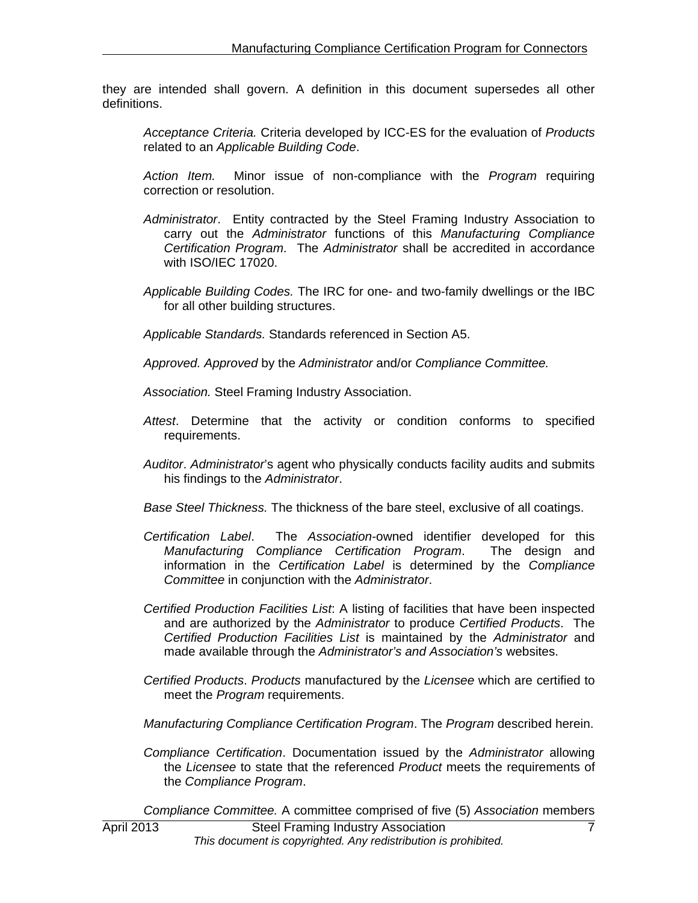they are intended shall govern. A definition in this document supersedes all other definitions.

*Acceptance Criteria.* Criteria developed by ICC-ES for the evaluation of *Products* related to an *Applicable Building Code*.

*Action Item.* Minor issue of non-compliance with the *Program* requiring correction or resolution.

*Administrator*. Entity contracted by the Steel Framing Industry Association to carry out the *Administrator* functions of this *Manufacturing Compliance Certification Program*. The *Administrator* shall be accredited in accordance with ISO/IEC 17020.

*Applicable Building Codes.* The IRC for one- and two-family dwellings or the IBC for all other building structures.

*Applicable Standards.* Standards referenced in Section A5.

*Approved. Approved* by the *Administrator* and/or *Compliance Committee.*

*Association.* Steel Framing Industry Association.

*Attest*. Determine that the activity or condition conforms to specified requirements.

*Auditor*. *Administrator*'s agent who physically conducts facility audits and submits his findings to the *Administrator*.

*Base Steel Thickness.* The thickness of the bare steel, exclusive of all coatings.

*Certification Label*. The *Association*-owned identifier developed for this *Manufacturing Compliance Certification Program*. The design and information in the *Certification Label* is determined by the *Compliance Committee* in conjunction with the *Administrator*.

*Certified Production Facilities List*: A listing of facilities that have been inspected and are authorized by the *Administrator* to produce *Certified Products*. The *Certified Production Facilities List* is maintained by the *Administrator* and made available through the *Administrator's and Association's* websites.

*Certified Products*. *Products* manufactured by the *Licensee* which are certified to meet the *Program* requirements.

*Manufacturing Compliance Certification Program*. The *Program* described herein.

*Compliance Certification*. Documentation issued by the *Administrator* allowing the *Licensee* to state that the referenced *Product* meets the requirements of the *Compliance Program*.

*Compliance Committee.* A committee comprised of five (5) *Association* members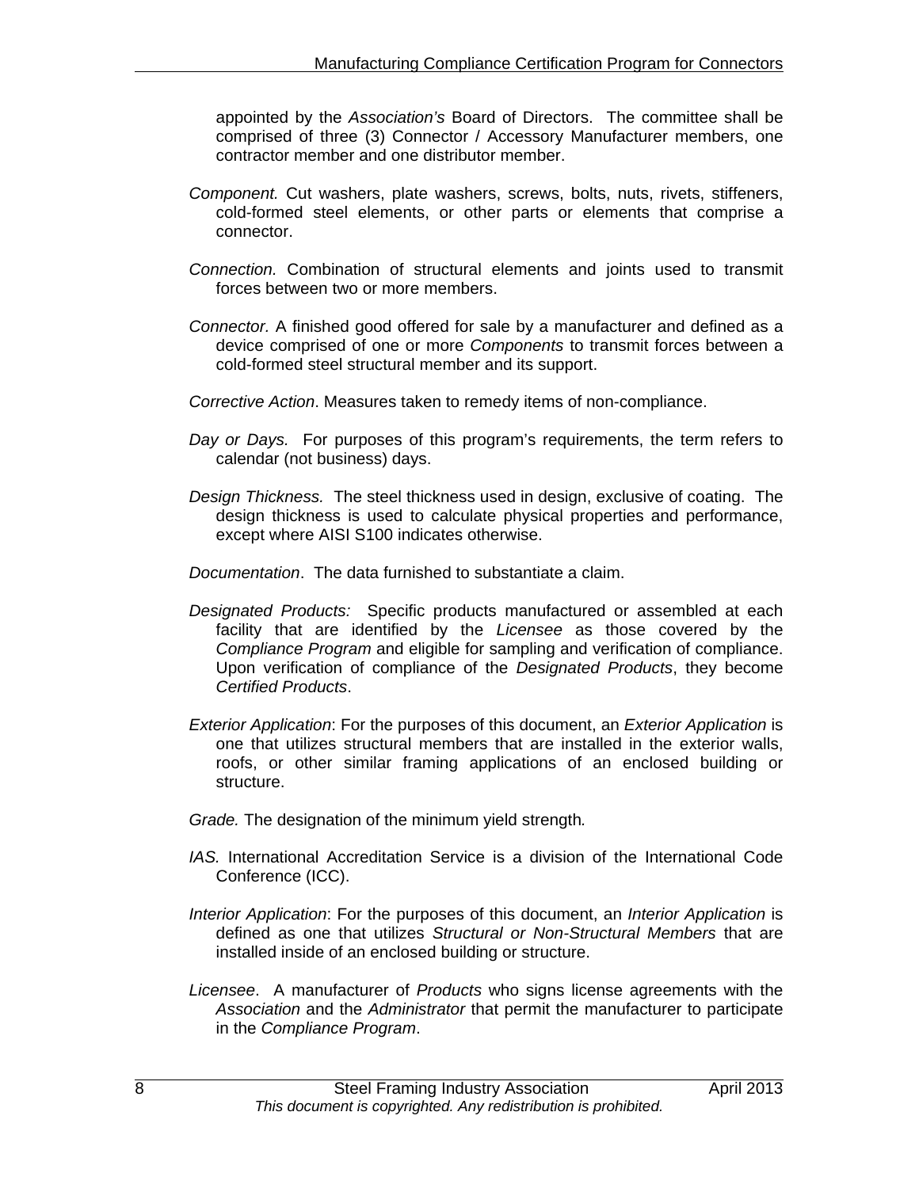appointed by the *Association's* Board of Directors. The committee shall be comprised of three (3) Connector / Accessory Manufacturer members, one contractor member and one distributor member.

*Component.* Cut washers, plate washers, screws, bolts, nuts, rivets, stiffeners, cold-formed steel elements, or other parts or elements that comprise a connector.

*Connection.* Combination of structural elements and joints used to transmit forces between two or more members.

*Connector.* A finished good offered for sale by a manufacturer and defined as a device comprised of one or more *Components* to transmit forces between a cold-formed steel structural member and its support.

*Corrective Action*. Measures taken to remedy items of non-compliance.

*Day or Days.* For purposes of this program's requirements, the term refers to calendar (not business) days.

*Design Thickness.* The steel thickness used in design, exclusive of coating. The design thickness is used to calculate physical properties and performance, except where AISI S100 indicates otherwise.

*Documentation*. The data furnished to substantiate a claim.

*Designated Products:* Specific products manufactured or assembled at each facility that are identified by the *Licensee* as those covered by the *Compliance Program* and eligible for sampling and verification of compliance. Upon verification of compliance of the *Designated Products*, they become *Certified Products*.

*Exterior Application*: For the purposes of this document, an *Exterior Application* is one that utilizes structural members that are installed in the exterior walls, roofs, or other similar framing applications of an enclosed building or structure.

*Grade.* The designation of the minimum yield strength.

*IAS.* International Accreditation Service is a division of the International Code Conference (ICC).

*Interior Application*: For the purposes of this document, an *Interior Application* is defined as one that utilizes *Structural or Non-Structural Members* that are installed inside of an enclosed building or structure.

*Licensee*. A manufacturer of *Products* who signs license agreements with the *Association* and the *Administrator* that permit the manufacturer to participate in the *Compliance Program*.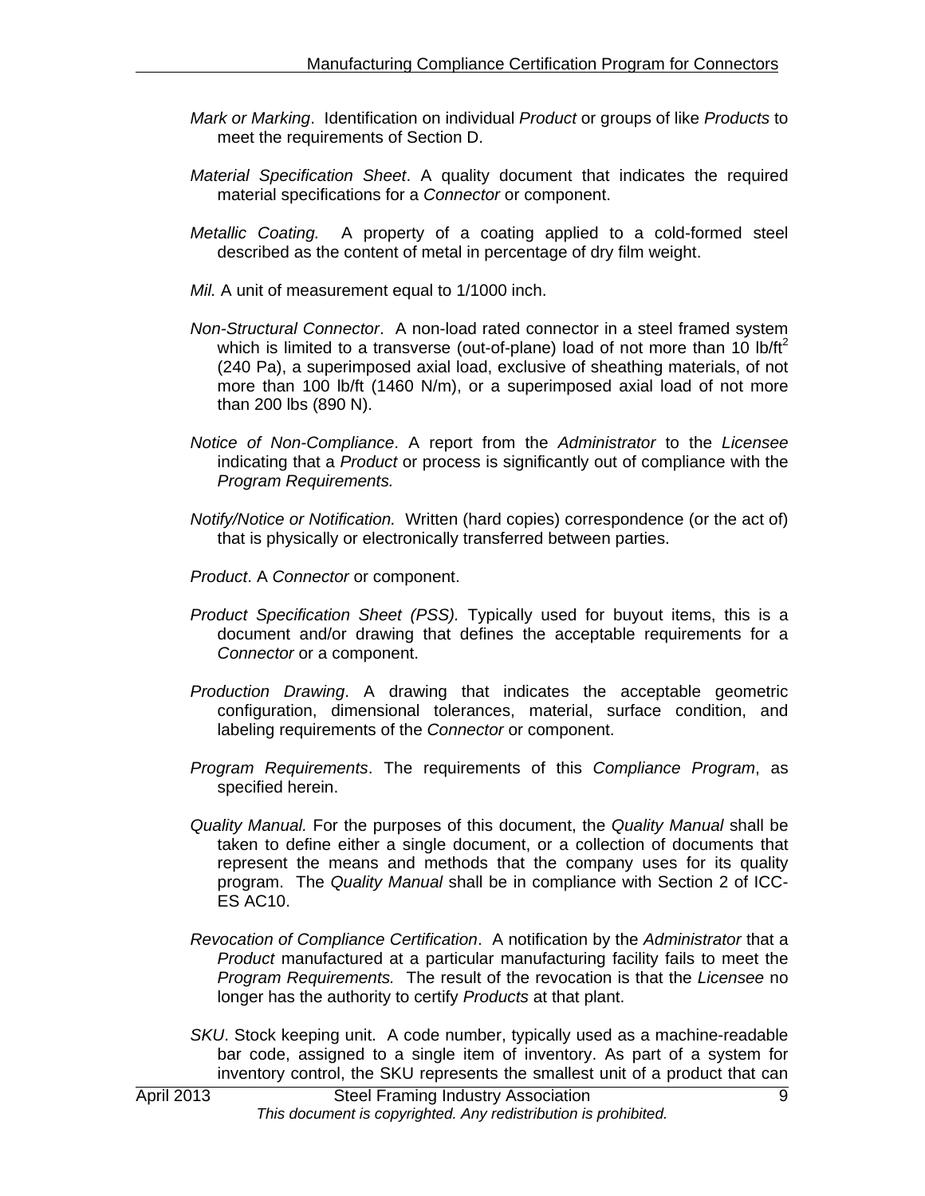*Mark or Marking*. Identification on individual *Product* or groups of like *Products* to meet the requirements of Section D.

*Material Specification Sheet*. A quality document that indicates the required material specifications for a *Connector* or component.

*Metallic Coating.* A property of a coating applied to a cold-formed steel described as the content of metal in percentage of dry film weight.

*Mil.* A unit of measurement equal to 1/1000 inch.

*Non-Structural Connector*. A non-load rated connector in a steel framed system which is limited to a transverse (out-of-plane) load of not more than 10 lb/ft$^2$ (240 Pa), a superimposed axial load, exclusive of sheathing materials, of not more than 100 lb/ft (1460 N/m), or a superimposed axial load of not more than 200 lbs (890 N).

*Notice of Non-Compliance*. A report from the *Administrator* to the *Licensee* indicating that a *Product* or process is significantly out of compliance with the *Program Requirements.*

*Notify/Notice or Notification.* Written (hard copies) correspondence (or the act of) that is physically or electronically transferred between parties.

*Product*. A *Connector* or component.

*Product Specification Sheet (PSS).* Typically used for buyout items, this is a document and/or drawing that defines the acceptable requirements for a *Connector* or a component.

*Production Drawing*. A drawing that indicates the acceptable geometric configuration, dimensional tolerances, material, surface condition, and labeling requirements of the *Connector* or component.

*Program Requirements*. The requirements of this *Compliance Program*, as specified herein.

*Quality Manual.* For the purposes of this document, the *Quality Manual* shall be taken to define either a single document, or a collection of documents that represent the means and methods that the company uses for its quality program. The *Quality Manual* shall be in compliance with Section 2 of ICC-ES AC10.

*Revocation of Compliance Certification*. A notification by the *Administrator* that a *Product* manufactured at a particular manufacturing facility fails to meet the *Program Requirements.* The result of the revocation is that the *Licensee* no longer has the authority to certify *Products* at that plant.

*SKU*. Stock keeping unit. A code number, typically used as a machine-readable bar code, assigned to a single item of inventory. As part of a system for inventory control, the SKU represents the smallest unit of a product that can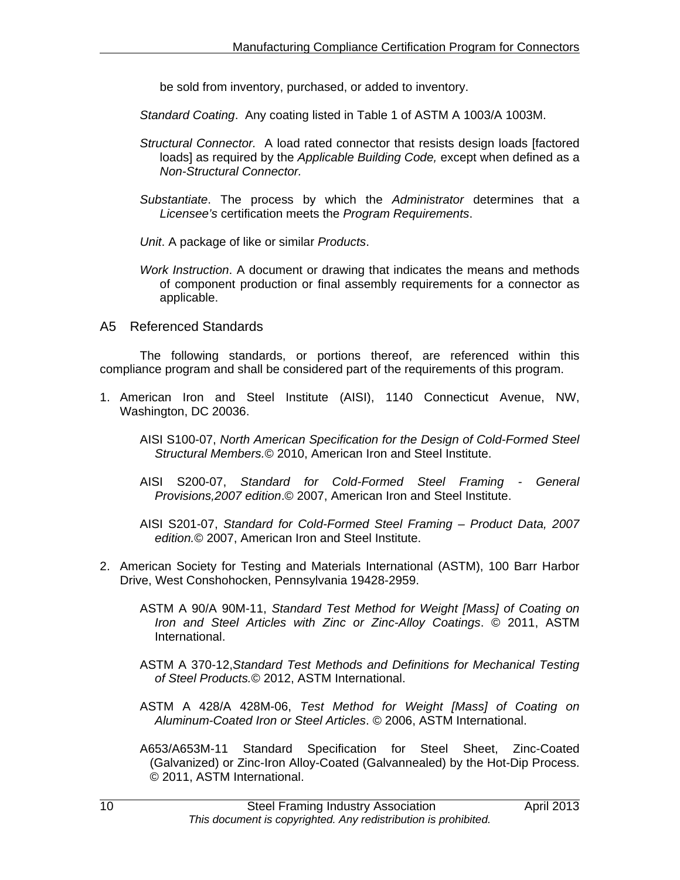be sold from inventory, purchased, or added to inventory.

*Standard Coating*. Any coating listed in Table 1 of ASTM A 1003/A 1003M.

*Structural Connector.* A load rated connector that resists design loads [factored loads] as required by the *Applicable Building Code,* except when defined as a *Non-Structural Connector.*

*Substantiate*. The process by which the *Administrator* determines that a *Licensee's* certification meets the *Program Requirements*.

*Unit*. A package of like or similar *Products*.

*Work Instruction*. A document or drawing that indicates the means and methods of component production or final assembly requirements for a connector as applicable.

## A5 Referenced Standards

The following standards, or portions thereof, are referenced within this compliance program and shall be considered part of the requirements of this program.

1. American Iron and Steel Institute (AISI), 1140 Connecticut Avenue, NW, Washington, DC 20036.

   AISI S100-07, *North American Specification for the Design of Cold-Formed Steel Structural Members.*© 2010, American Iron and Steel Institute.

   AISI S200-07, *Standard for Cold-Formed Steel Framing - General Provisions,2007 edition*.© 2007, American Iron and Steel Institute.

   AISI S201-07, *Standard for Cold-Formed Steel Framing – Product Data, 2007 edition.*© 2007, American Iron and Steel Institute.

2. American Society for Testing and Materials International (ASTM), 100 Barr Harbor Drive, West Conshohocken, Pennsylvania 19428-2959.

   ASTM A 90/A 90M-11, *Standard Test Method for Weight [Mass] of Coating on Iron and Steel Articles with Zinc or Zinc-Alloy Coatings*. © 2011, ASTM International.

   ASTM A 370-12,*Standard Test Methods and Definitions for Mechanical Testing of Steel Products.*© 2012, ASTM International.

   ASTM A 428/A 428M-06, *Test Method for Weight [Mass] of Coating on Aluminum-Coated Iron or Steel Articles*. © 2006, ASTM International.

   A653/A653M-11 Standard Specification for Steel Sheet, Zinc-Coated (Galvanized) or Zinc-Iron Alloy-Coated (Galvannealed) by the Hot-Dip Process. © 2011, ASTM International.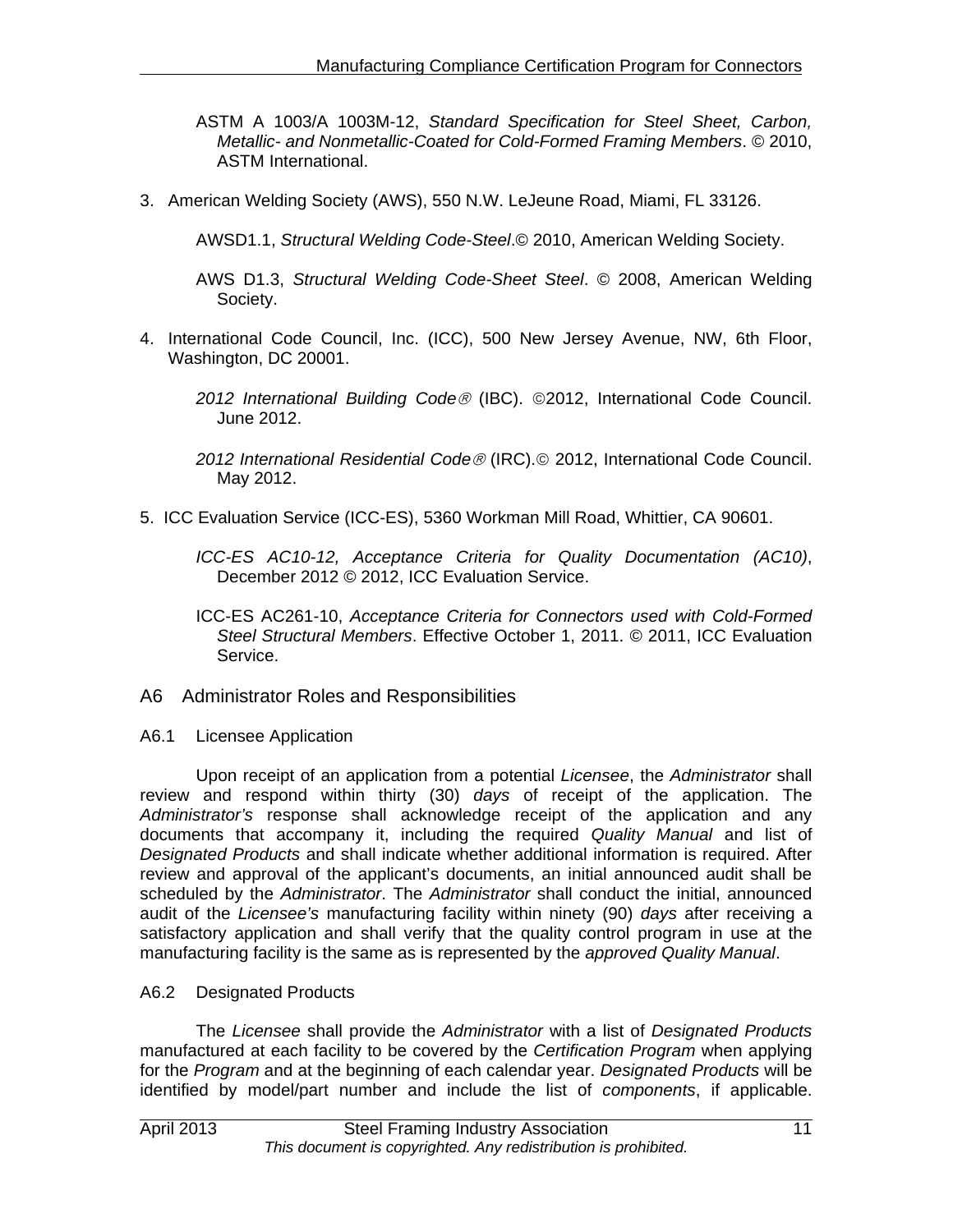ASTM A 1003/A 1003M-12, *Standard Specification for Steel Sheet, Carbon, Metallic- and Nonmetallic-Coated for Cold-Formed Framing Members*. © 2010, ASTM International.

3. American Welding Society (AWS), 550 N.W. LeJeune Road, Miami, FL 33126.

   AWSD1.1, *Structural Welding Code-Steel*.© 2010, American Welding Society.

   AWS D1.3, *Structural Welding Code-Sheet Steel*. © 2008, American Welding Society.

4. International Code Council, Inc. (ICC), 500 New Jersey Avenue, NW, 6th Floor, Washington, DC 20001.

   *2012 International Building Code®* (IBC). ©2012, International Code Council. June 2012.

   *2012 International Residential Code®* (IRC).© 2012, International Code Council. May 2012.

5. ICC Evaluation Service (ICC-ES), 5360 Workman Mill Road, Whittier, CA 90601.

   *ICC-ES AC10-12, Acceptance Criteria for Quality Documentation (AC10)*, December 2012 © 2012, ICC Evaluation Service.

   ICC-ES AC261-10, *Acceptance Criteria for Connectors used with Cold-Formed Steel Structural Members*. Effective October 1, 2011. © 2011, ICC Evaluation Service.

## A6 Administrator Roles and Responsibilities

### A6.1 Licensee Application

Upon receipt of an application from a potential *Licensee*, the *Administrator* shall review and respond within thirty (30) *days* of receipt of the application. The *Administrator's* response shall acknowledge receipt of the application and any documents that accompany it, including the required *Quality Manual* and list of *Designated Products* and shall indicate whether additional information is required. After review and approval of the applicant's documents, an initial announced audit shall be scheduled by the *Administrator*. The *Administrator* shall conduct the initial, announced audit of the *Licensee's* manufacturing facility within ninety (90) *days* after receiving a satisfactory application and shall verify that the quality control program in use at the manufacturing facility is the same as is represented by the *approved Quality Manual*.

### A6.2 Designated Products

The *Licensee* shall provide the *Administrator* with a list of *Designated Products* manufactured at each facility to be covered by the *Certification Program* when applying for the *Program* and at the beginning of each calendar year. *Designated Products* will be identified by model/part number and include the list of *components*, if applicable.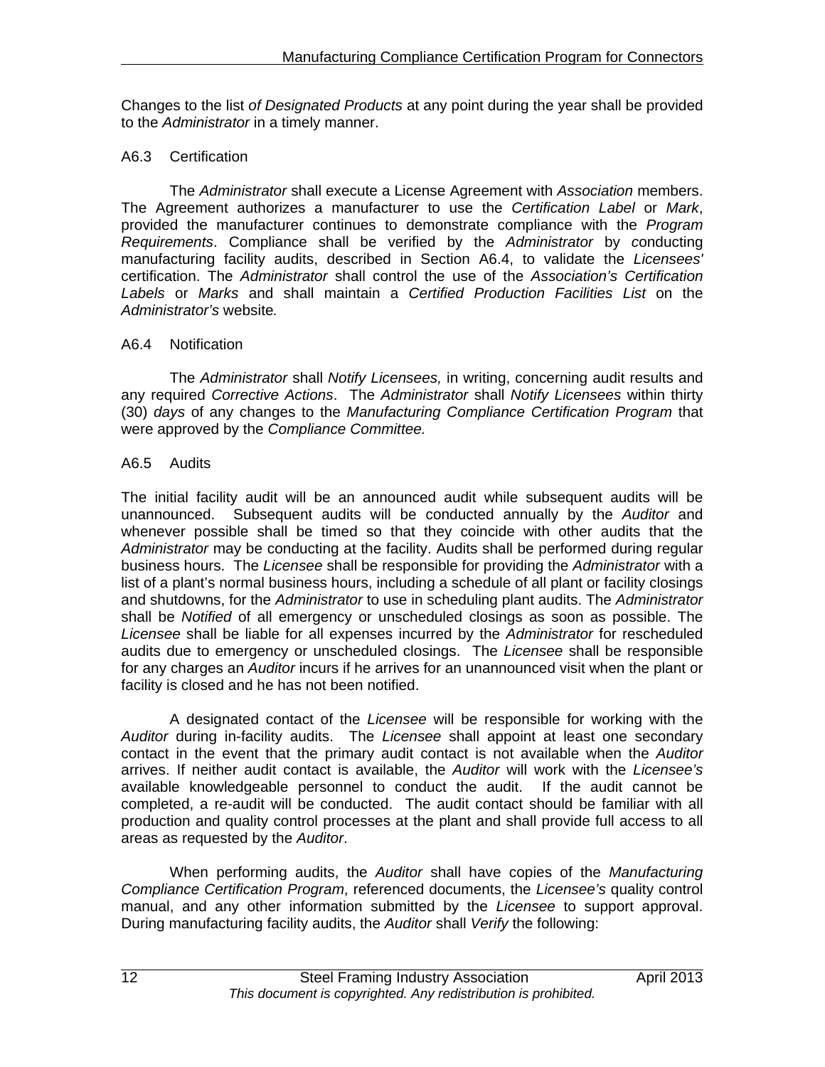Changes to the list *of Designated Products* at any point during the year shall be provided to the *Administrator* in a timely manner.

### A6.3 Certification

The *Administrator* shall execute a License Agreement with *Association* members. The Agreement authorizes a manufacturer to use the *Certification Label* or *Mark*, provided the manufacturer continues to demonstrate compliance with the *Program Requirements*. Compliance shall be verified by the *Administrator* by conducting manufacturing facility audits, described in Section A6.4, to validate the *Licensees'* certification. The *Administrator* shall control the use of the *Association's Certification Labels* or *Marks* and shall maintain a *Certified Production Facilities List* on the *Administrator's* website*.*

### A6.4 Notification

The *Administrator* shall *Notify Licensees,* in writing, concerning audit results and any required *Corrective Actions*. The *Administrator* shall *Notify Licensees* within thirty (30) *days* of any changes to the *Manufacturing Compliance Certification Program* that were approved by the *Compliance Committee.*

### A6.5 Audits

The initial facility audit will be an announced audit while subsequent audits will be unannounced. Subsequent audits will be conducted annually by the *Auditor* and whenever possible shall be timed so that they coincide with other audits that the *Administrator* may be conducting at the facility. Audits shall be performed during regular business hours. The *Licensee* shall be responsible for providing the *Administrator* with a list of a plant's normal business hours, including a schedule of all plant or facility closings and shutdowns, for the *Administrator* to use in scheduling plant audits. The *Administrator* shall be *Notified* of all emergency or unscheduled closings as soon as possible. The *Licensee* shall be liable for all expenses incurred by the *Administrator* for rescheduled audits due to emergency or unscheduled closings. The *Licensee* shall be responsible for any charges an *Auditor* incurs if he arrives for an unannounced visit when the plant or facility is closed and he has not been notified.

A designated contact of the *Licensee* will be responsible for working with the *Auditor* during in-facility audits. The *Licensee* shall appoint at least one secondary contact in the event that the primary audit contact is not available when the *Auditor* arrives. If neither audit contact is available, the *Auditor* will work with the *Licensee's* available knowledgeable personnel to conduct the audit. If the audit cannot be completed, a re-audit will be conducted. The audit contact should be familiar with all production and quality control processes at the plant and shall provide full access to all areas as requested by the *Auditor*.

When performing audits, the *Auditor* shall have copies of the *Manufacturing Compliance Certification Program*, referenced documents, the *Licensee's* quality control manual, and any other information submitted by the *Licensee* to support approval. During manufacturing facility audits, the *Auditor* shall *Verify* the following: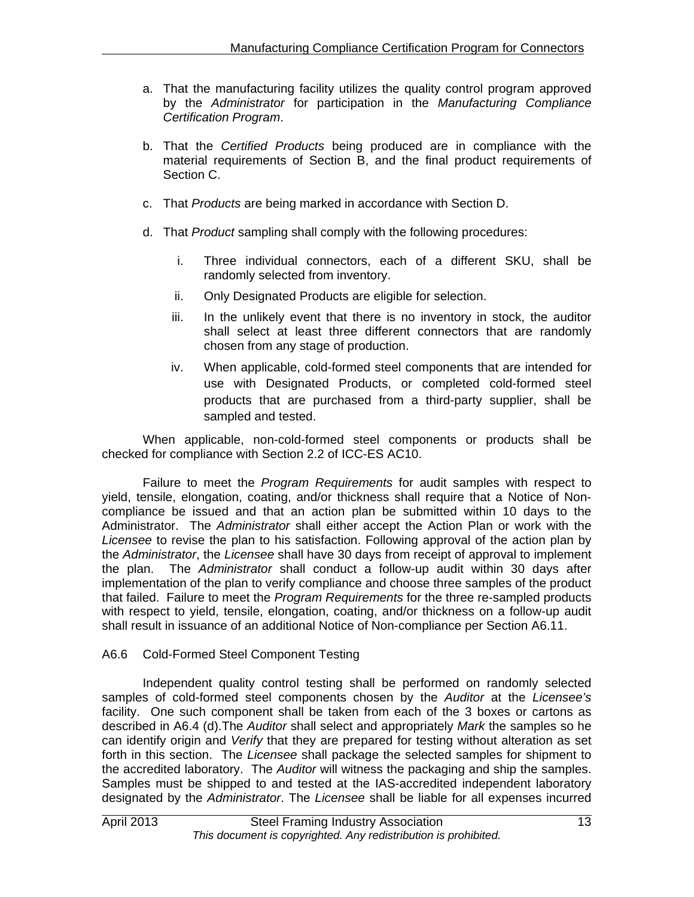a. That the manufacturing facility utilizes the quality control program approved by the *Administrator* for participation in the *Manufacturing Compliance Certification Program*.

b. That the *Certified Products* being produced are in compliance with the material requirements of Section B, and the final product requirements of Section C.

c. That *Products* are being marked in accordance with Section D.

d. That *Product* sampling shall comply with the following procedures:

   i. Three individual connectors, each of a different SKU, shall be randomly selected from inventory.

   ii. Only Designated Products are eligible for selection.

   iii. In the unlikely event that there is no inventory in stock, the auditor shall select at least three different connectors that are randomly chosen from any stage of production.

   iv. When applicable, cold-formed steel components that are intended for use with Designated Products, or completed cold-formed steel products that are purchased from a third-party supplier, shall be sampled and tested.

When applicable, non-cold-formed steel components or products shall be checked for compliance with Section 2.2 of ICC-ES AC10.

Failure to meet the *Program Requirements* for audit samples with respect to yield, tensile, elongation, coating, and/or thickness shall require that a Notice of Non-compliance be issued and that an action plan be submitted within 10 days to the Administrator. The *Administrator* shall either accept the Action Plan or work with the *Licensee* to revise the plan to his satisfaction. Following approval of the action plan by the *Administrator*, the *Licensee* shall have 30 days from receipt of approval to implement the plan. The *Administrator* shall conduct a follow-up audit within 30 days after implementation of the plan to verify compliance and choose three samples of the product that failed. Failure to meet the *Program Requirements* for the three re-sampled products with respect to yield, tensile, elongation, coating, and/or thickness on a follow-up audit shall result in issuance of an additional Notice of Non-compliance per Section A6.11.

A6.6 Cold-Formed Steel Component Testing

Independent quality control testing shall be performed on randomly selected samples of cold-formed steel components chosen by the *Auditor* at the *Licensee's* facility. One such component shall be taken from each of the 3 boxes or cartons as described in A6.4 (d).The *Auditor* shall select and appropriately *Mark* the samples so he can identify origin and *Verify* that they are prepared for testing without alteration as set forth in this section. The *Licensee* shall package the selected samples for shipment to the accredited laboratory. The *Auditor* will witness the packaging and ship the samples. Samples must be shipped to and tested at the IAS-accredited independent laboratory designated by the *Administrator*. The *Licensee* shall be liable for all expenses incurred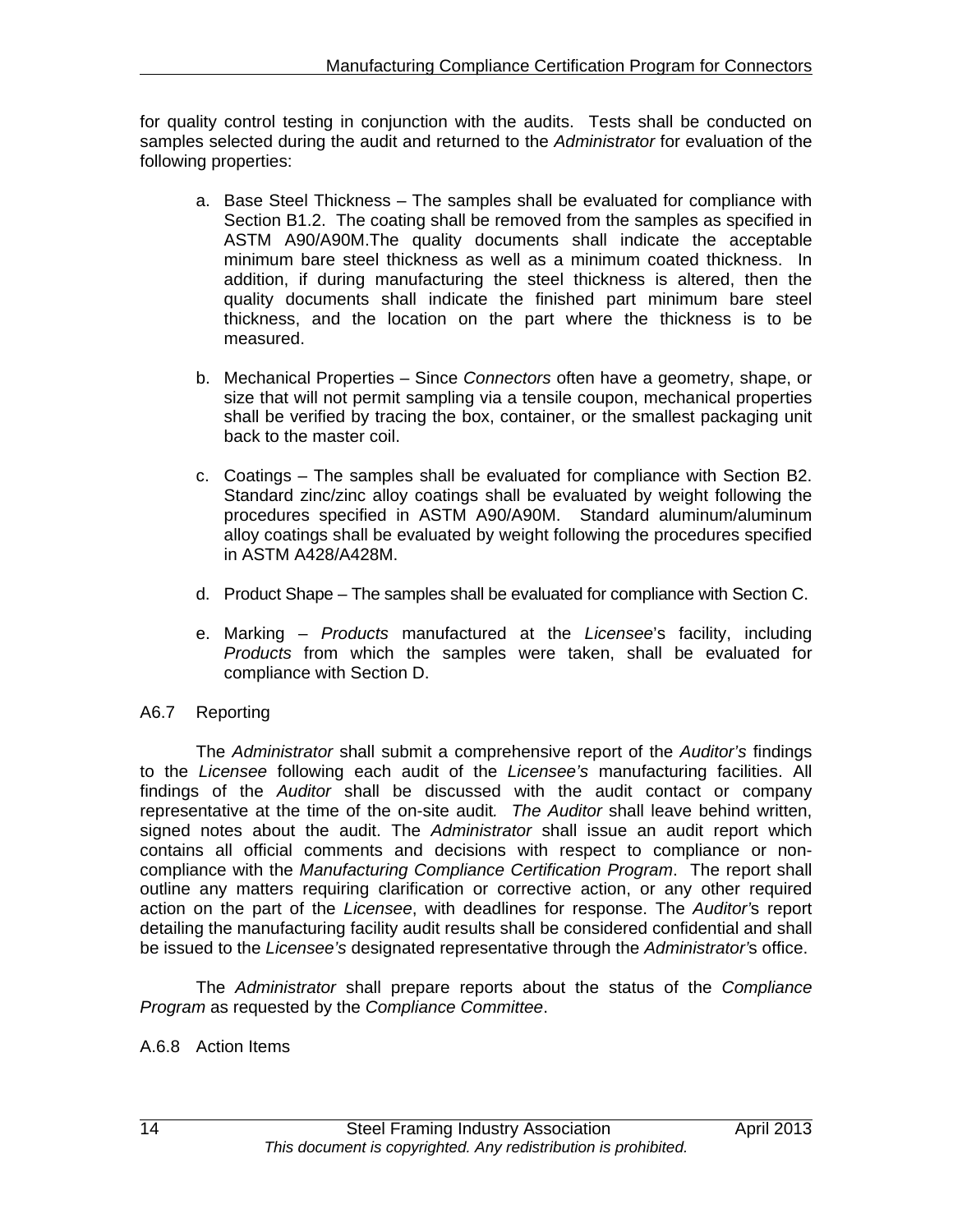for quality control testing in conjunction with the audits. Tests shall be conducted on samples selected during the audit and returned to the *Administrator* for evaluation of the following properties:

a. Base Steel Thickness – The samples shall be evaluated for compliance with Section B1.2. The coating shall be removed from the samples as specified in ASTM A90/A90M.The quality documents shall indicate the acceptable minimum bare steel thickness as well as a minimum coated thickness. In addition, if during manufacturing the steel thickness is altered, then the quality documents shall indicate the finished part minimum bare steel thickness, and the location on the part where the thickness is to be measured.

b. Mechanical Properties – Since *Connectors* often have a geometry, shape, or size that will not permit sampling via a tensile coupon, mechanical properties shall be verified by tracing the box, container, or the smallest packaging unit back to the master coil.

c. Coatings – The samples shall be evaluated for compliance with Section B2. Standard zinc/zinc alloy coatings shall be evaluated by weight following the procedures specified in ASTM A90/A90M. Standard aluminum/aluminum alloy coatings shall be evaluated by weight following the procedures specified in ASTM A428/A428M.

d. Product Shape – The samples shall be evaluated for compliance with Section C.

e. Marking – *Products* manufactured at the *Licensee*'s facility, including *Products* from which the samples were taken, shall be evaluated for compliance with Section D.

### A6.7 Reporting

The *Administrator* shall submit a comprehensive report of the *Auditor's* findings to the *Licensee* following each audit of the *Licensee's* manufacturing facilities. All findings of the *Auditor* shall be discussed with the audit contact or company representative at the time of the on-site audit*. The Auditor* shall leave behind written, signed notes about the audit. The *Administrator* shall issue an audit report which contains all official comments and decisions with respect to compliance or non-compliance with the *Manufacturing Compliance Certification Program*. The report shall outline any matters requiring clarification or corrective action, or any other required action on the part of the *Licensee*, with deadlines for response. The *Auditor'*s report detailing the manufacturing facility audit results shall be considered confidential and shall be issued to the *Licensee's* designated representative through the *Administrator'*s office.

The *Administrator* shall prepare reports about the status of the *Compliance Program* as requested by the *Compliance Committee*.

### A.6.8 Action Items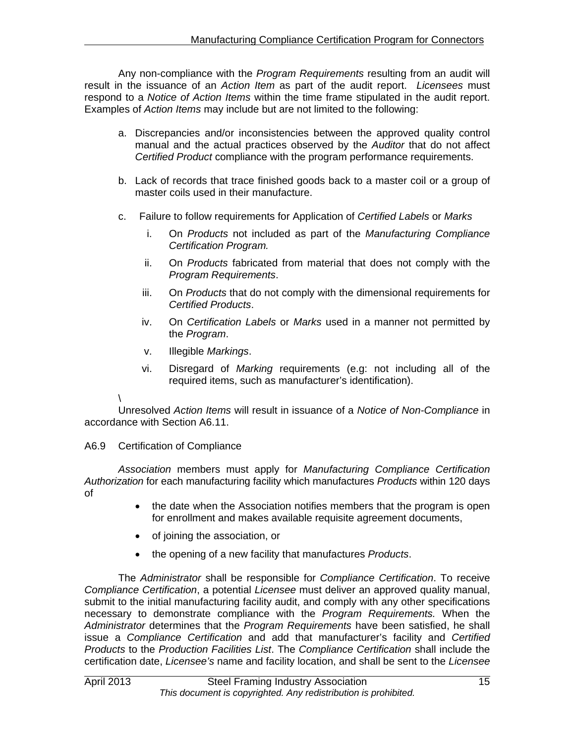Any non-compliance with the *Program Requirements* resulting from an audit will result in the issuance of an *Action Item* as part of the audit report. *Licensees* must respond to a *Notice of Action Items* within the time frame stipulated in the audit report. Examples of *Action Items* may include but are not limited to the following:

a. Discrepancies and/or inconsistencies between the approved quality control manual and the actual practices observed by the *Auditor* that do not affect *Certified Product* compliance with the program performance requirements.

b. Lack of records that trace finished goods back to a master coil or a group of master coils used in their manufacture.

c. Failure to follow requirements for Application of *Certified Labels* or *Marks*

    i. On *Products* not included as part of the *Manufacturing Compliance Certification Program.*

    ii. On *Products* fabricated from material that does not comply with the *Program Requirements*.

    iii. On *Products* that do not comply with the dimensional requirements for *Certified Products*.

    iv. On *Certification Labels* or *Marks* used in a manner not permitted by the *Program*.

    v. Illegible *Markings*.

    vi. Disregard of *Marking* requirements (e.g: not including all of the required items, such as manufacturer's identification).

\

Unresolved *Action Items* will result in issuance of a *Notice of Non-Compliance* in accordance with Section A6.11.

A6.9 Certification of Compliance

*Association* members must apply for *Manufacturing Compliance Certification Authorization* for each manufacturing facility which manufactures *Products* within 120 days of

- the date when the Association notifies members that the program is open for enrollment and makes available requisite agreement documents,
- of joining the association, or
- the opening of a new facility that manufactures *Products*.

The *Administrator* shall be responsible for *Compliance Certification*. To receive *Compliance Certification*, a potential *Licensee* must deliver an approved quality manual, submit to the initial manufacturing facility audit, and comply with any other specifications necessary to demonstrate compliance with the *Program Requirements.* When the *Administrator* determines that the *Program Requirements* have been satisfied, he shall issue a *Compliance Certification* and add that manufacturer's facility and *Certified Products* to the *Production Facilities List*. The *Compliance Certification* shall include the certification date, *Licensee's* name and facility location, and shall be sent to the *Licensee*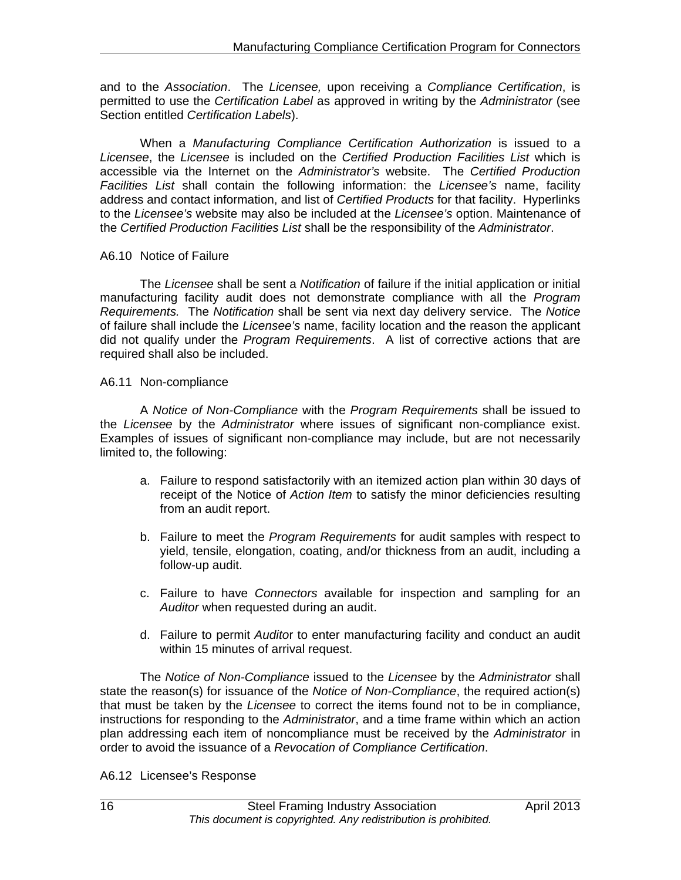and to the *Association*. The *Licensee,* upon receiving a *Compliance Certification*, is permitted to use the *Certification Label* as approved in writing by the *Administrator* (see Section entitled *Certification Labels*).

When a *Manufacturing Compliance Certification Authorization* is issued to a *Licensee*, the *Licensee* is included on the *Certified Production Facilities List* which is accessible via the Internet on the *Administrator's* website. The *Certified Production Facilities List* shall contain the following information: the *Licensee's* name, facility address and contact information, and list of *Certified Products* for that facility. Hyperlinks to the *Licensee's* website may also be included at the *Licensee's* option. Maintenance of the *Certified Production Facilities List* shall be the responsibility of the *Administrator*.

### A6.10 Notice of Failure

The *Licensee* shall be sent a *Notification* of failure if the initial application or initial manufacturing facility audit does not demonstrate compliance with all the *Program Requirements.* The *Notification* shall be sent via next day delivery service. The *Notice* of failure shall include the *Licensee's* name, facility location and the reason the applicant did not qualify under the *Program Requirements*. A list of corrective actions that are required shall also be included.

### A6.11 Non-compliance

A *Notice of Non-Compliance* with the *Program Requirements* shall be issued to the *Licensee* by the *Administrator* where issues of significant non-compliance exist. Examples of issues of significant non-compliance may include, but are not necessarily limited to, the following:

a. Failure to respond satisfactorily with an itemized action plan within 30 days of receipt of the Notice of *Action Item* to satisfy the minor deficiencies resulting from an audit report.

b. Failure to meet the *Program Requirements* for audit samples with respect to yield, tensile, elongation, coating, and/or thickness from an audit, including a follow-up audit.

c. Failure to have *Connectors* available for inspection and sampling for an *Auditor* when requested during an audit.

d. Failure to permit *Auditor* to enter manufacturing facility and conduct an audit within 15 minutes of arrival request.

The *Notice of Non-Compliance* issued to the *Licensee* by the *Administrator* shall state the reason(s) for issuance of the *Notice of Non-Compliance*, the required action(s) that must be taken by the *Licensee* to correct the items found not to be in compliance, instructions for responding to the *Administrator*, and a time frame within which an action plan addressing each item of noncompliance must be received by the *Administrator* in order to avoid the issuance of a *Revocation of Compliance Certification*.

### A6.12 Licensee's Response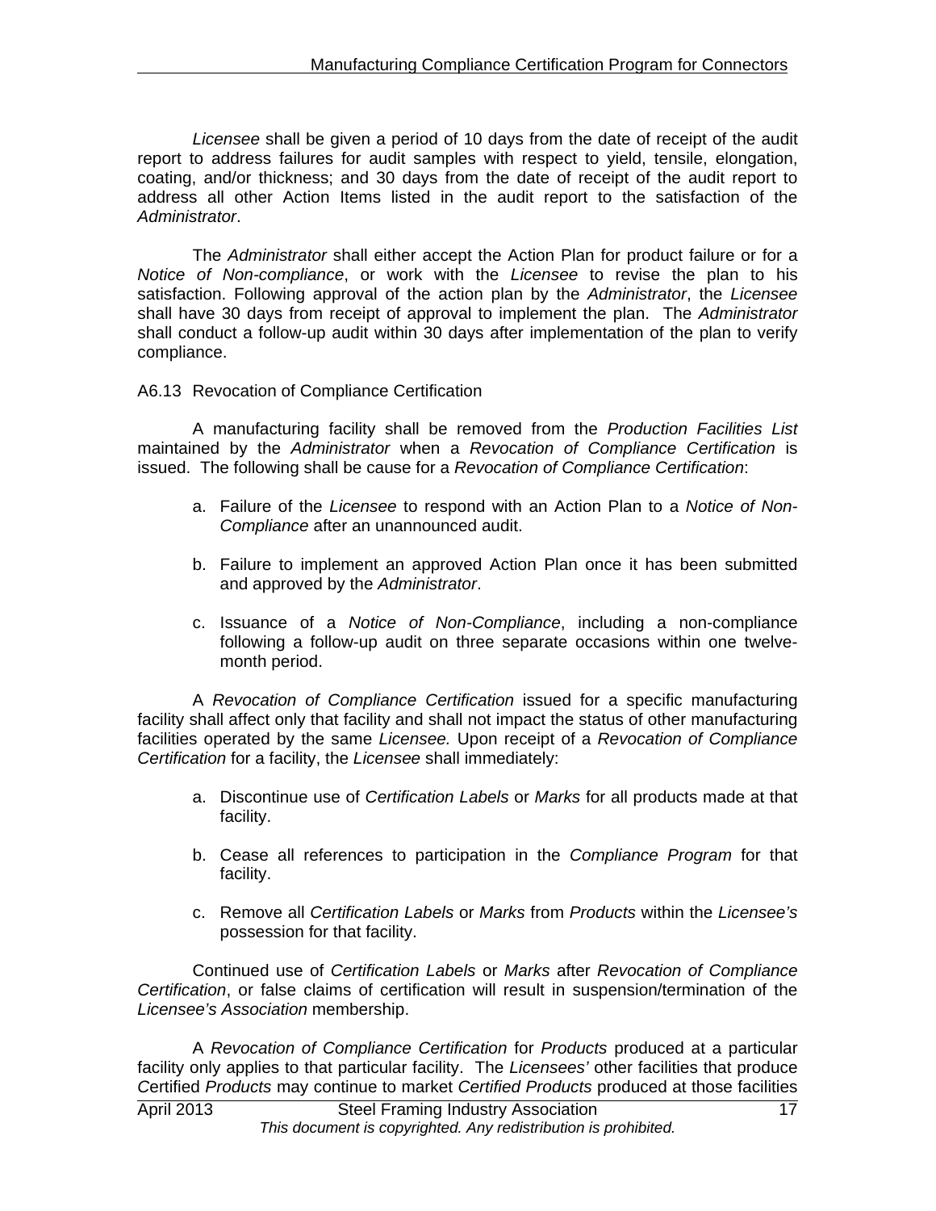*Licensee* shall be given a period of 10 days from the date of receipt of the audit report to address failures for audit samples with respect to yield, tensile, elongation, coating, and/or thickness; and 30 days from the date of receipt of the audit report to address all other Action Items listed in the audit report to the satisfaction of the *Administrator*.

The *Administrator* shall either accept the Action Plan for product failure or for a *Notice of Non-compliance*, or work with the *Licensee* to revise the plan to his satisfaction. Following approval of the action plan by the *Administrator*, the *Licensee* shall have 30 days from receipt of approval to implement the plan. The *Administrator* shall conduct a follow-up audit within 30 days after implementation of the plan to verify compliance.

A6.13 Revocation of Compliance Certification

A manufacturing facility shall be removed from the *Production Facilities List* maintained by the *Administrator* when a *Revocation of Compliance Certification* is issued. The following shall be cause for a *Revocation of Compliance Certification*:

a. Failure of the *Licensee* to respond with an Action Plan to a *Notice of Non-Compliance* after an unannounced audit.

b. Failure to implement an approved Action Plan once it has been submitted and approved by the *Administrator*.

c. Issuance of a *Notice of Non-Compliance*, including a non-compliance following a follow-up audit on three separate occasions within one twelve-month period.

A *Revocation of Compliance Certification* issued for a specific manufacturing facility shall affect only that facility and shall not impact the status of other manufacturing facilities operated by the same *Licensee.* Upon receipt of a *Revocation of Compliance Certification* for a facility, the *Licensee* shall immediately:

a. Discontinue use of *Certification Labels* or *Marks* for all products made at that facility.

b. Cease all references to participation in the *Compliance Program* for that facility.

c. Remove all *Certification Labels* or *Marks* from *Products* within the *Licensee's* possession for that facility.

Continued use of *Certification Labels* or *Marks* after *Revocation of Compliance Certification*, or false claims of certification will result in suspension/termination of the *Licensee's Association* membership.

A *Revocation of Compliance Certification* for *Products* produced at a particular facility only applies to that particular facility. The *Licensees'* other facilities that produce Certified *Products* may continue to market *Certified Products* produced at those facilities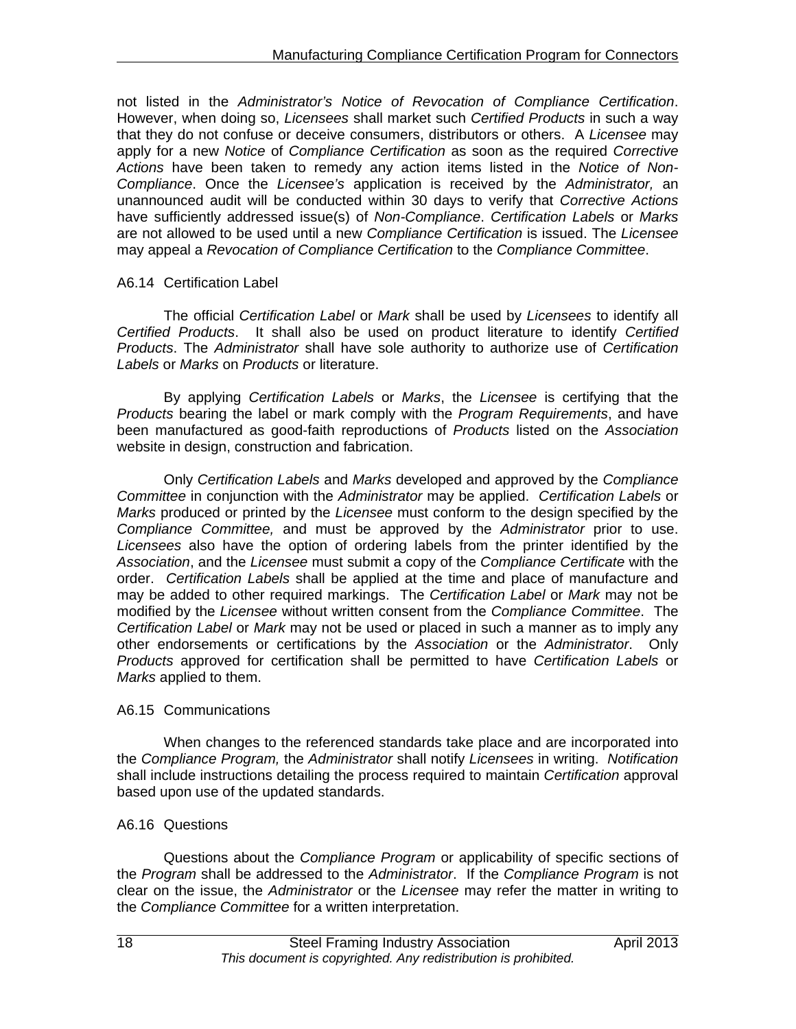not listed in the *Administrator's Notice of Revocation of Compliance Certification*. However, when doing so, *Licensees* shall market such *Certified Products* in such a way that they do not confuse or deceive consumers, distributors or others. A *Licensee* may apply for a new *Notice* of *Compliance Certification* as soon as the required *Corrective Actions* have been taken to remedy any action items listed in the *Notice of Non-Compliance*. Once the *Licensee's* application is received by the *Administrator,* an unannounced audit will be conducted within 30 days to verify that *Corrective Actions* have sufficiently addressed issue(s) of *Non-Compliance*. *Certification Labels* or *Marks* are not allowed to be used until a new *Compliance Certification* is issued. The *Licensee* may appeal a *Revocation of Compliance Certification* to the *Compliance Committee*.

A6.14 Certification Label

The official *Certification Label* or *Mark* shall be used by *Licensees* to identify all *Certified Products*. It shall also be used on product literature to identify *Certified Products*. The *Administrator* shall have sole authority to authorize use of *Certification Labels* or *Marks* on *Products* or literature.

By applying *Certification Labels* or *Marks*, the *Licensee* is certifying that the *Products* bearing the label or mark comply with the *Program Requirements*, and have been manufactured as good-faith reproductions of *Products* listed on the *Association* website in design, construction and fabrication.

Only *Certification Labels* and *Marks* developed and approved by the *Compliance Committee* in conjunction with the *Administrator* may be applied. *Certification Labels* or *Marks* produced or printed by the *Licensee* must conform to the design specified by the *Compliance Committee,* and must be approved by the *Administrator* prior to use. *Licensees* also have the option of ordering labels from the printer identified by the *Association*, and the *Licensee* must submit a copy of the *Compliance Certificate* with the order. *Certification Labels* shall be applied at the time and place of manufacture and may be added to other required markings. The *Certification Label* or *Mark* may not be modified by the *Licensee* without written consent from the *Compliance Committee*. The *Certification Label* or *Mark* may not be used or placed in such a manner as to imply any other endorsements or certifications by the *Association* or the *Administrator*. Only *Products* approved for certification shall be permitted to have *Certification Labels* or *Marks* applied to them.

A6.15 Communications

When changes to the referenced standards take place and are incorporated into the *Compliance Program,* the *Administrator* shall notify *Licensees* in writing. *Notification* shall include instructions detailing the process required to maintain *Certification* approval based upon use of the updated standards.

A6.16 Questions

Questions about the *Compliance Program* or applicability of specific sections of the *Program* shall be addressed to the *Administrator*. If the *Compliance Program* is not clear on the issue, the *Administrator* or the *Licensee* may refer the matter in writing to the *Compliance Committee* for a written interpretation.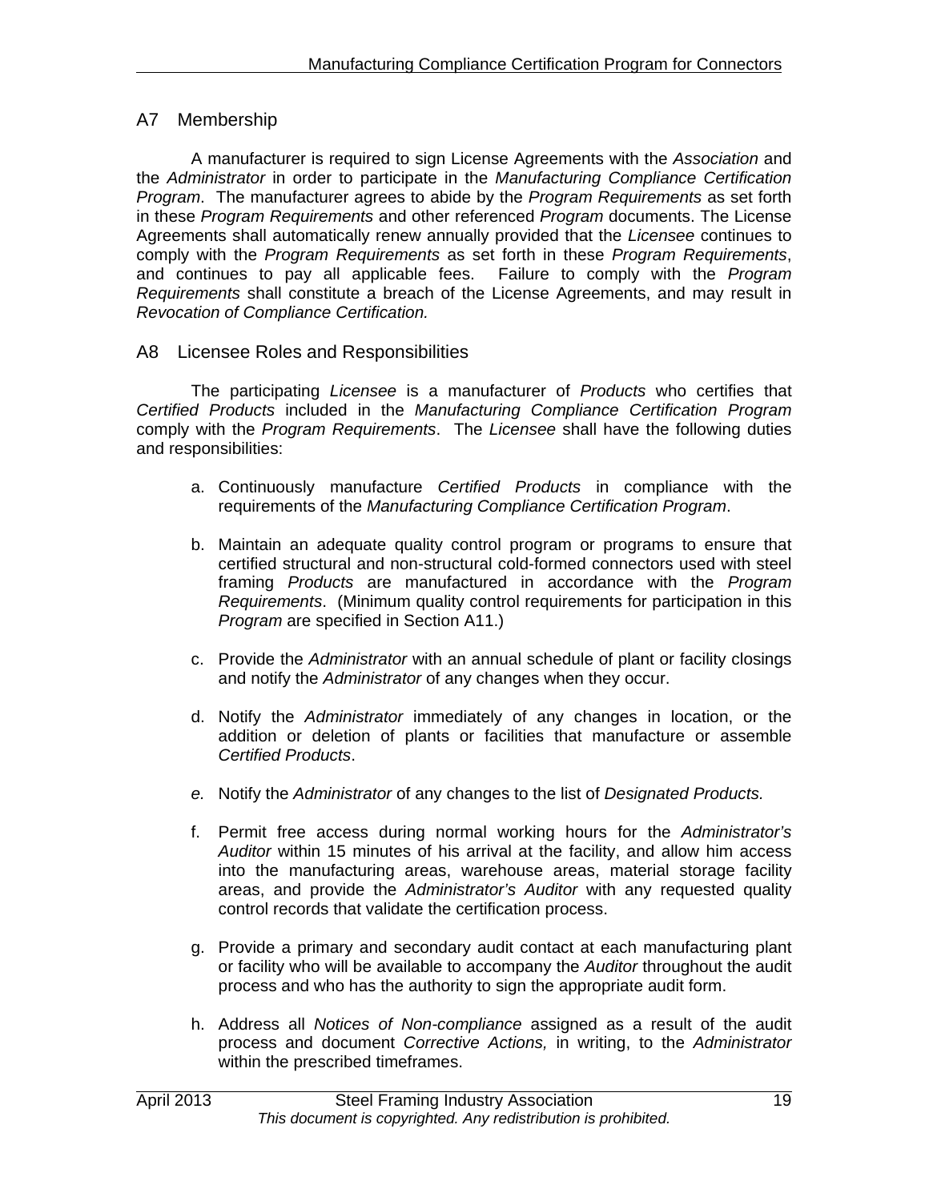## A7 Membership

A manufacturer is required to sign License Agreements with the *Association* and the *Administrator* in order to participate in the *Manufacturing Compliance Certification Program*. The manufacturer agrees to abide by the *Program Requirements* as set forth in these *Program Requirements* and other referenced *Program* documents. The License Agreements shall automatically renew annually provided that the *Licensee* continues to comply with the *Program Requirements* as set forth in these *Program Requirements*, and continues to pay all applicable fees. Failure to comply with the *Program Requirements* shall constitute a breach of the License Agreements, and may result in *Revocation of Compliance Certification.*

## A8 Licensee Roles and Responsibilities

The participating *Licensee* is a manufacturer of *Products* who certifies that *Certified Products* included in the *Manufacturing Compliance Certification Program* comply with the *Program Requirements*. The *Licensee* shall have the following duties and responsibilities:

a. Continuously manufacture *Certified Products* in compliance with the requirements of the *Manufacturing Compliance Certification Program*.

b. Maintain an adequate quality control program or programs to ensure that certified structural and non-structural cold-formed connectors used with steel framing *Products* are manufactured in accordance with the *Program Requirements*. (Minimum quality control requirements for participation in this *Program* are specified in Section A11.)

c. Provide the *Administrator* with an annual schedule of plant or facility closings and notify the *Administrator* of any changes when they occur.

d. Notify the *Administrator* immediately of any changes in location, or the addition or deletion of plants or facilities that manufacture or assemble *Certified Products*.

*e.* Notify the *Administrator* of any changes to the list of *Designated Products.*

f. Permit free access during normal working hours for the *Administrator's Auditor* within 15 minutes of his arrival at the facility, and allow him access into the manufacturing areas, warehouse areas, material storage facility areas, and provide the *Administrator's Auditor* with any requested quality control records that validate the certification process.

g. Provide a primary and secondary audit contact at each manufacturing plant or facility who will be available to accompany the *Auditor* throughout the audit process and who has the authority to sign the appropriate audit form.

h. Address all *Notices of Non-compliance* assigned as a result of the audit process and document *Corrective Actions,* in writing, to the *Administrator* within the prescribed timeframes.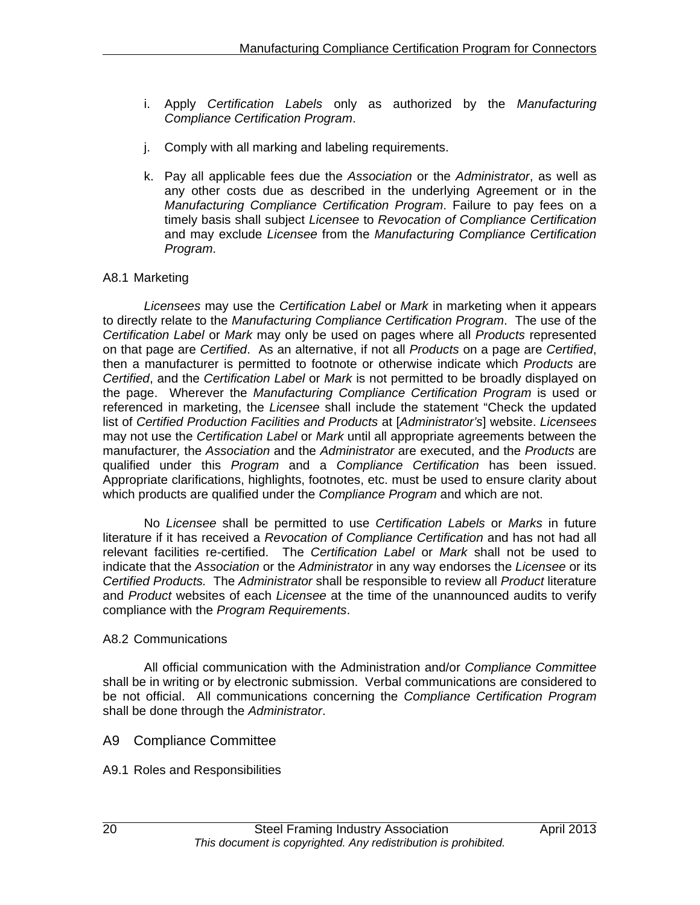i. Apply *Certification Labels* only as authorized by the *Manufacturing Compliance Certification Program*.

j. Comply with all marking and labeling requirements.

k. Pay all applicable fees due the *Association* or the *Administrator*, as well as any other costs due as described in the underlying Agreement or in the *Manufacturing Compliance Certification Program*. Failure to pay fees on a timely basis shall subject *Licensee* to *Revocation of Compliance Certification* and may exclude *Licensee* from the *Manufacturing Compliance Certification Program*.

### A8.1 Marketing

*Licensees* may use the *Certification Label* or *Mark* in marketing when it appears to directly relate to the *Manufacturing Compliance Certification Program*. The use of the *Certification Label* or *Mark* may only be used on pages where all *Products* represented on that page are *Certified*. As an alternative, if not all *Products* on a page are *Certified*, then a manufacturer is permitted to footnote or otherwise indicate which *Products* are *Certified*, and the *Certification Label* or *Mark* is not permitted to be broadly displayed on the page. Wherever the *Manufacturing Compliance Certification Program* is used or referenced in marketing, the *Licensee* shall include the statement "Check the updated list of *Certified Production Facilities and Products* at [*Administrator's*] website. *Licensees* may not use the *Certification Label* or *Mark* until all appropriate agreements between the manufacturer, the *Association* and the *Administrator* are executed, and the *Products* are qualified under this *Program* and a *Compliance Certification* has been issued. Appropriate clarifications, highlights, footnotes, etc. must be used to ensure clarity about which products are qualified under the *Compliance Program* and which are not.

No *Licensee* shall be permitted to use *Certification Labels* or *Marks* in future literature if it has received a *Revocation of Compliance Certification* and has not had all relevant facilities re-certified. The *Certification Label* or *Mark* shall not be used to indicate that the *Association* or the *Administrator* in any way endorses the *Licensee* or its *Certified Products.* The *Administrator* shall be responsible to review all *Product* literature and *Product* websites of each *Licensee* at the time of the unannounced audits to verify compliance with the *Program Requirements*.

### A8.2 Communications

All official communication with the Administration and/or *Compliance Committee* shall be in writing or by electronic submission. Verbal communications are considered to be not official. All communications concerning the *Compliance Certification Program* shall be done through the *Administrator*.

## A9 Compliance Committee

### A9.1 Roles and Responsibilities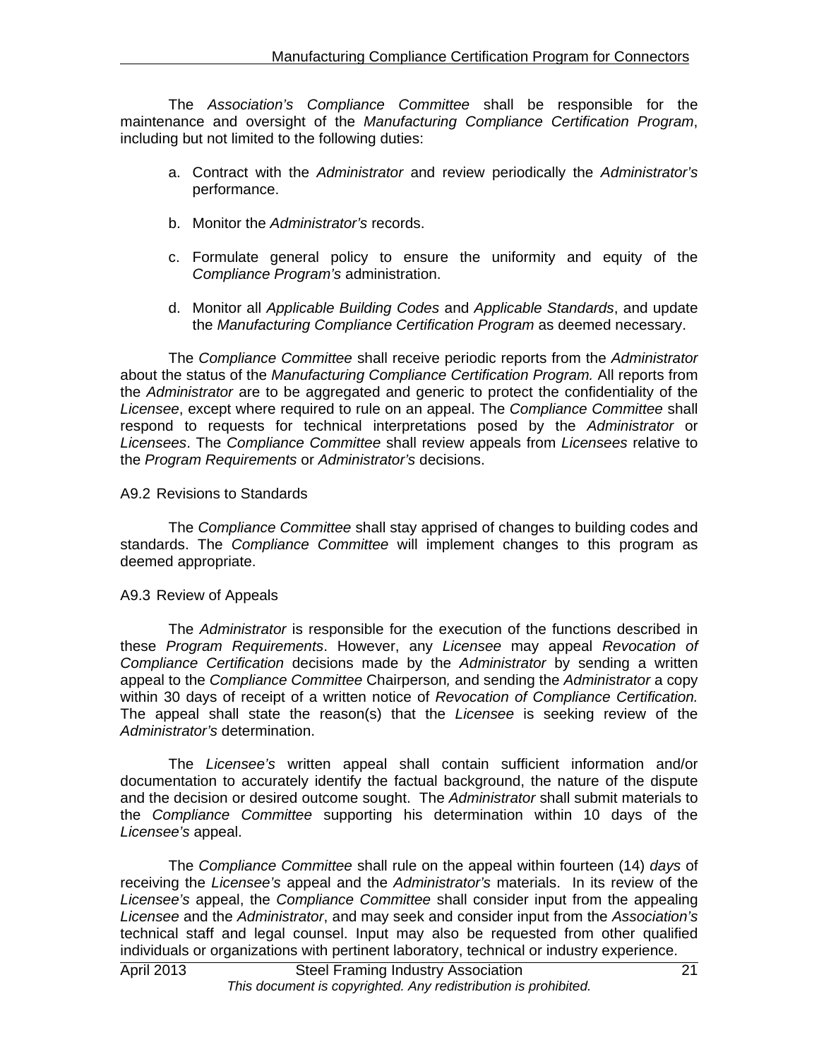The *Association's Compliance Committee* shall be responsible for the maintenance and oversight of the *Manufacturing Compliance Certification Program*, including but not limited to the following duties:

a. Contract with the *Administrator* and review periodically the *Administrator's* performance.

b. Monitor the *Administrator's* records.

c. Formulate general policy to ensure the uniformity and equity of the *Compliance Program's* administration.

d. Monitor all *Applicable Building Codes* and *Applicable Standards*, and update the *Manufacturing Compliance Certification Program* as deemed necessary.

The *Compliance Committee* shall receive periodic reports from the *Administrator* about the status of the *Manufacturing Compliance Certification Program.* All reports from the *Administrator* are to be aggregated and generic to protect the confidentiality of the *Licensee*, except where required to rule on an appeal. The *Compliance Committee* shall respond to requests for technical interpretations posed by the *Administrator* or *Licensees*. The *Compliance Committee* shall review appeals from *Licensees* relative to the *Program Requirements* or *Administrator's* decisions.

A9.2 Revisions to Standards

The *Compliance Committee* shall stay apprised of changes to building codes and standards. The *Compliance Committee* will implement changes to this program as deemed appropriate.

A9.3 Review of Appeals

The *Administrator* is responsible for the execution of the functions described in these *Program Requirements*. However, any *Licensee* may appeal *Revocation of Compliance Certification* decisions made by the *Administrator* by sending a written appeal to the *Compliance Committee* Chairperson*,* and sending the *Administrator* a copy within 30 days of receipt of a written notice of *Revocation of Compliance Certification.* The appeal shall state the reason(s) that the *Licensee* is seeking review of the *Administrator's* determination.

The *Licensee's* written appeal shall contain sufficient information and/or documentation to accurately identify the factual background, the nature of the dispute and the decision or desired outcome sought. The *Administrator* shall submit materials to the *Compliance Committee* supporting his determination within 10 days of the *Licensee's* appeal.

The *Compliance Committee* shall rule on the appeal within fourteen (14) *days* of receiving the *Licensee's* appeal and the *Administrator's* materials. In its review of the *Licensee's* appeal, the *Compliance Committee* shall consider input from the appealing *Licensee* and the *Administrator*, and may seek and consider input from the *Association's* technical staff and legal counsel. Input may also be requested from other qualified individuals or organizations with pertinent laboratory, technical or industry experience.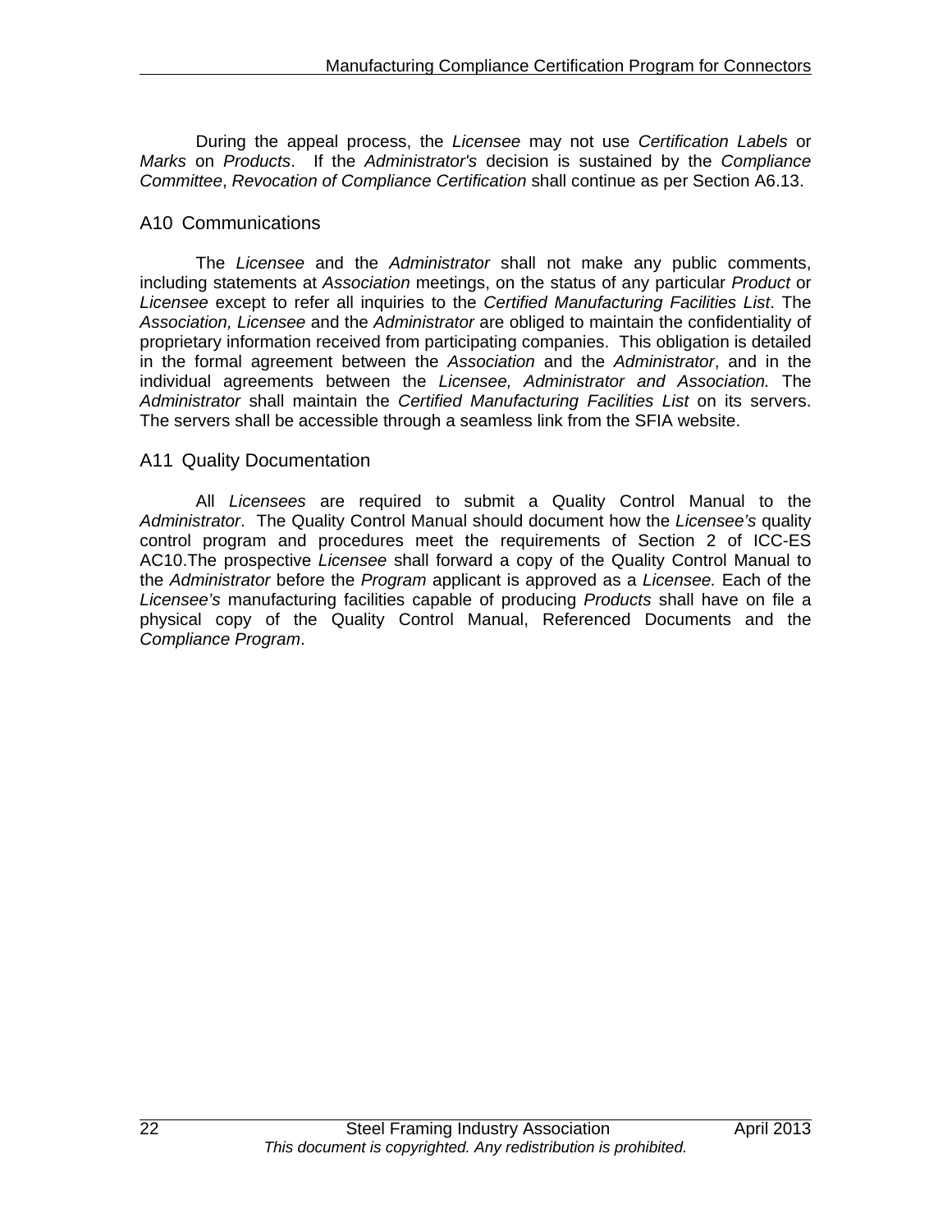During the appeal process, the *Licensee* may not use *Certification Labels* or *Marks* on *Products*. If the *Administrator's* decision is sustained by the *Compliance Committee*, *Revocation of Compliance Certification* shall continue as per Section A6.13.

## A10 Communications

The *Licensee* and the *Administrator* shall not make any public comments, including statements at *Association* meetings, on the status of any particular *Product* or *Licensee* except to refer all inquiries to the *Certified Manufacturing Facilities List*. The *Association, Licensee* and the *Administrator* are obliged to maintain the confidentiality of proprietary information received from participating companies. This obligation is detailed in the formal agreement between the *Association* and the *Administrator*, and in the individual agreements between the *Licensee, Administrator and Association.* The *Administrator* shall maintain the *Certified Manufacturing Facilities List* on its servers. The servers shall be accessible through a seamless link from the SFIA website.

## A11 Quality Documentation

All *Licensees* are required to submit a Quality Control Manual to the *Administrator*. The Quality Control Manual should document how the *Licensee's* quality control program and procedures meet the requirements of Section 2 of ICC-ES AC10.The prospective *Licensee* shall forward a copy of the Quality Control Manual to the *Administrator* before the *Program* applicant is approved as a *Licensee.* Each of the *Licensee's* manufacturing facilities capable of producing *Products* shall have on file a physical copy of the Quality Control Manual, Referenced Documents and the *Compliance Program*.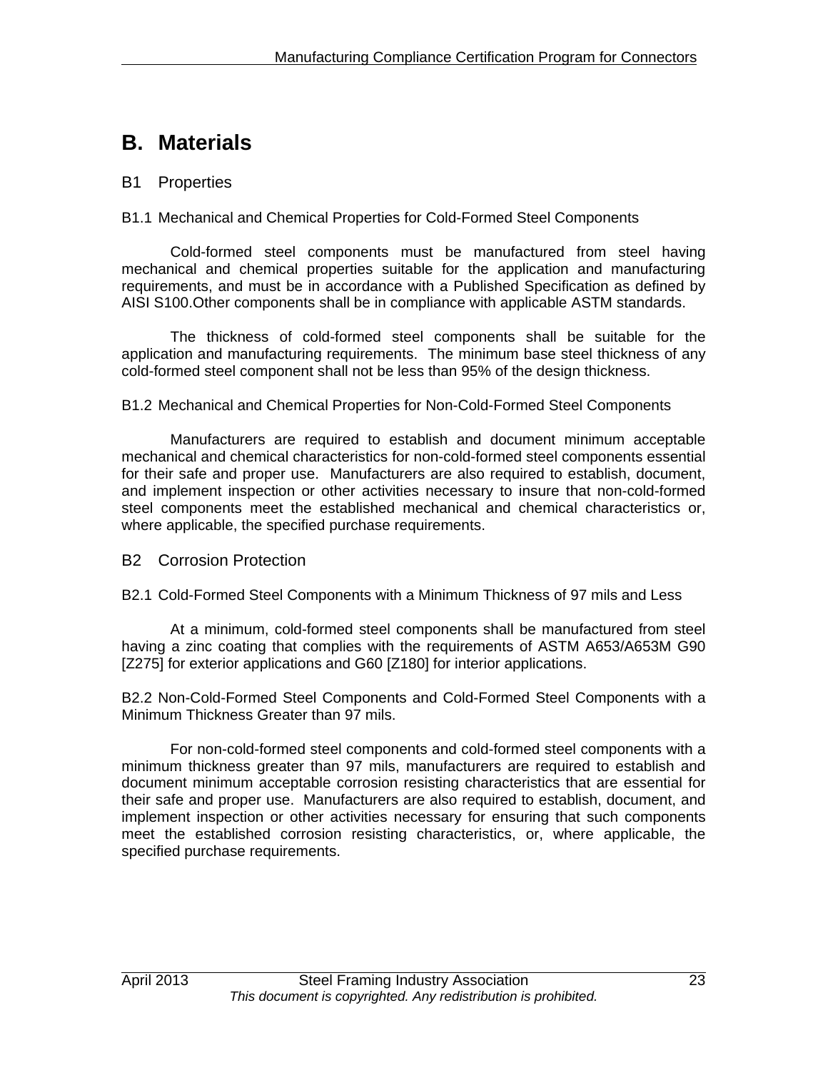# B. Materials

## B1 Properties

### B1.1 Mechanical and Chemical Properties for Cold-Formed Steel Components

Cold-formed steel components must be manufactured from steel having mechanical and chemical properties suitable for the application and manufacturing requirements, and must be in accordance with a Published Specification as defined by AISI S100.Other components shall be in compliance with applicable ASTM standards.

The thickness of cold-formed steel components shall be suitable for the application and manufacturing requirements. The minimum base steel thickness of any cold-formed steel component shall not be less than 95% of the design thickness.

### B1.2 Mechanical and Chemical Properties for Non-Cold-Formed Steel Components

Manufacturers are required to establish and document minimum acceptable mechanical and chemical characteristics for non-cold-formed steel components essential for their safe and proper use. Manufacturers are also required to establish, document, and implement inspection or other activities necessary to insure that non-cold-formed steel components meet the established mechanical and chemical characteristics or, where applicable, the specified purchase requirements.

## B2 Corrosion Protection

### B2.1 Cold-Formed Steel Components with a Minimum Thickness of 97 mils and Less

At a minimum, cold-formed steel components shall be manufactured from steel having a zinc coating that complies with the requirements of ASTM A653/A653M G90 [Z275] for exterior applications and G60 [Z180] for interior applications.

### B2.2 Non-Cold-Formed Steel Components and Cold-Formed Steel Components with a Minimum Thickness Greater than 97 mils.

For non-cold-formed steel components and cold-formed steel components with a minimum thickness greater than 97 mils, manufacturers are required to establish and document minimum acceptable corrosion resisting characteristics that are essential for their safe and proper use. Manufacturers are also required to establish, document, and implement inspection or other activities necessary for ensuring that such components meet the established corrosion resisting characteristics, or, where applicable, the specified purchase requirements.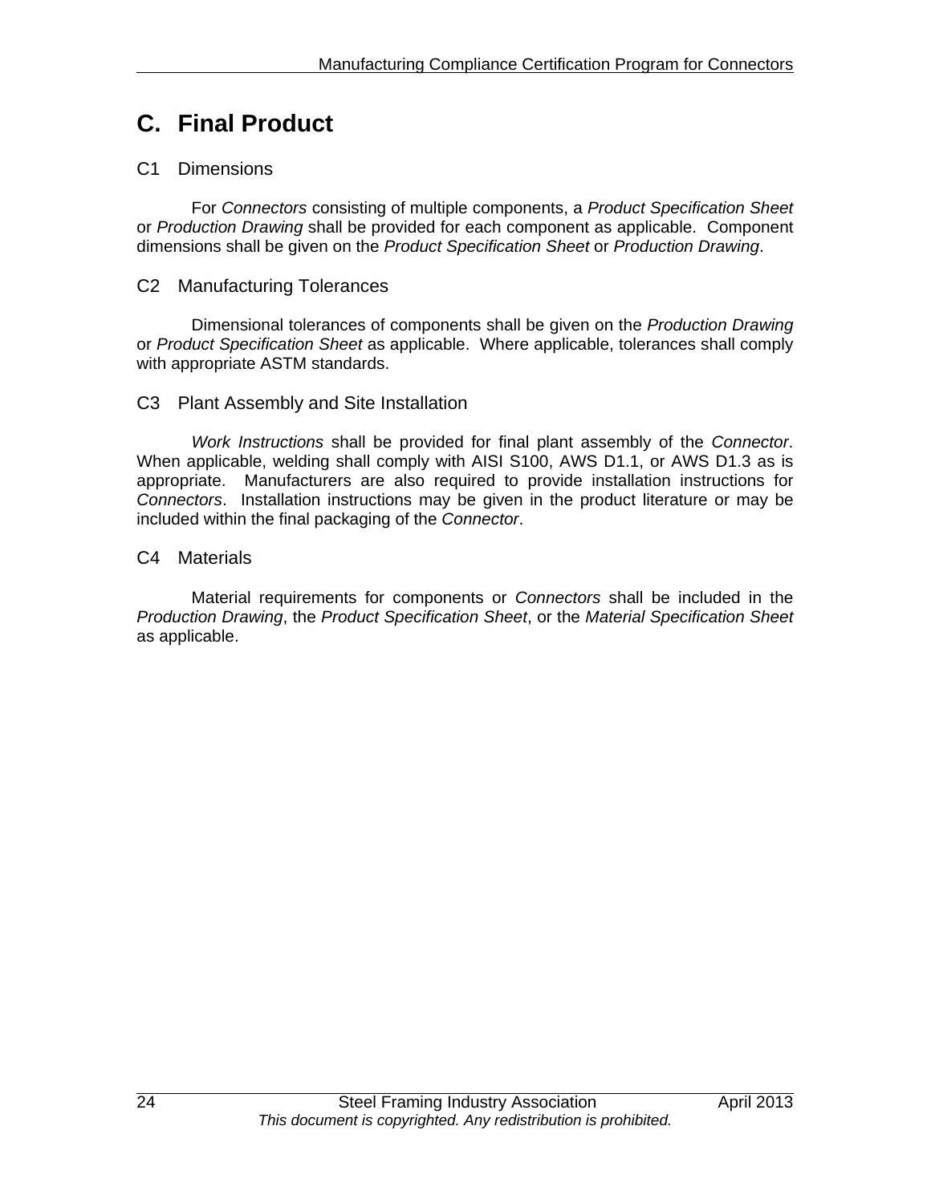# C. Final Product

## C1 Dimensions

For *Connectors* consisting of multiple components, a *Product Specification Sheet* or *Production Drawing* shall be provided for each component as applicable. Component dimensions shall be given on the *Product Specification Sheet* or *Production Drawing*.

## C2 Manufacturing Tolerances

Dimensional tolerances of components shall be given on the *Production Drawing* or *Product Specification Sheet* as applicable. Where applicable, tolerances shall comply with appropriate ASTM standards.

## C3 Plant Assembly and Site Installation

*Work Instructions* shall be provided for final plant assembly of the *Connector*. When applicable, welding shall comply with AISI S100, AWS D1.1, or AWS D1.3 as is appropriate. Manufacturers are also required to provide installation instructions for *Connectors*. Installation instructions may be given in the product literature or may be included within the final packaging of the *Connector*.

## C4 Materials

Material requirements for components or *Connectors* shall be included in the *Production Drawing*, the *Product Specification Sheet*, or the *Material Specification Sheet* as applicable.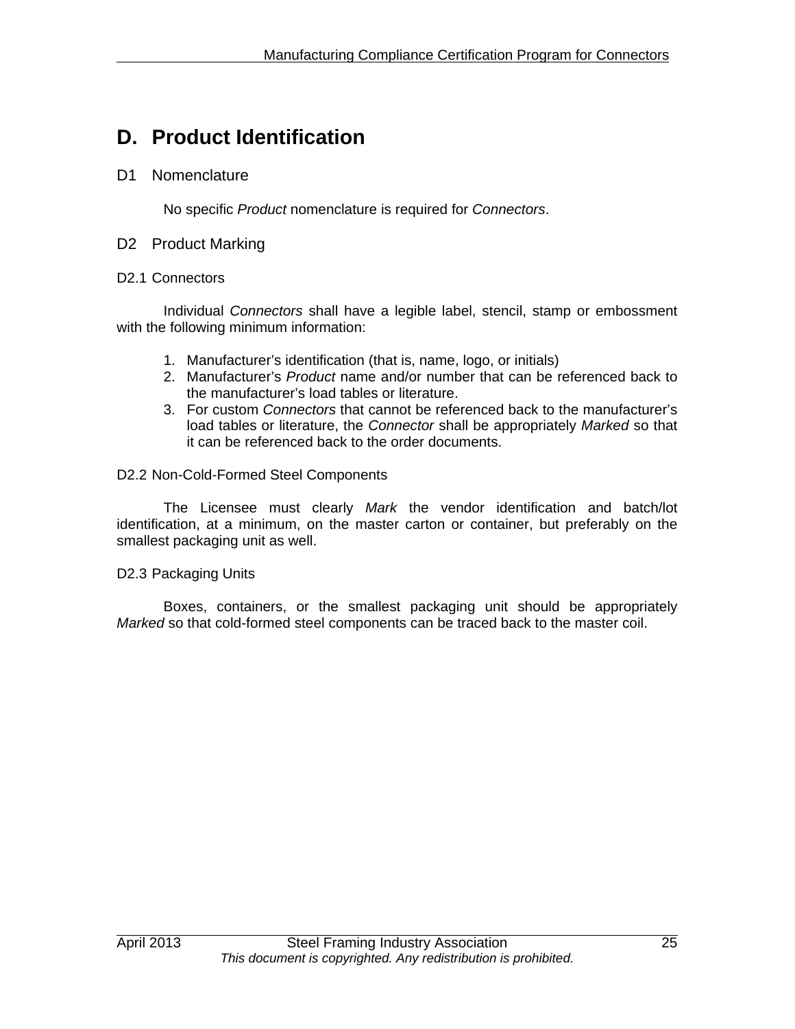# D. Product Identification

## D1 Nomenclature

No specific *Product* nomenclature is required for *Connectors*.

## D2 Product Marking

### D2.1 Connectors

Individual *Connectors* shall have a legible label, stencil, stamp or embossment with the following minimum information:

1. Manufacturer's identification (that is, name, logo, or initials)
2. Manufacturer's *Product* name and/or number that can be referenced back to the manufacturer's load tables or literature.
3. For custom *Connectors* that cannot be referenced back to the manufacturer's load tables or literature, the *Connector* shall be appropriately *Marked* so that it can be referenced back to the order documents.

### D2.2 Non-Cold-Formed Steel Components

The Licensee must clearly *Mark* the vendor identification and batch/lot identification, at a minimum, on the master carton or container, but preferably on the smallest packaging unit as well.

### D2.3 Packaging Units

Boxes, containers, or the smallest packaging unit should be appropriately *Marked* so that cold-formed steel components can be traced back to the master coil.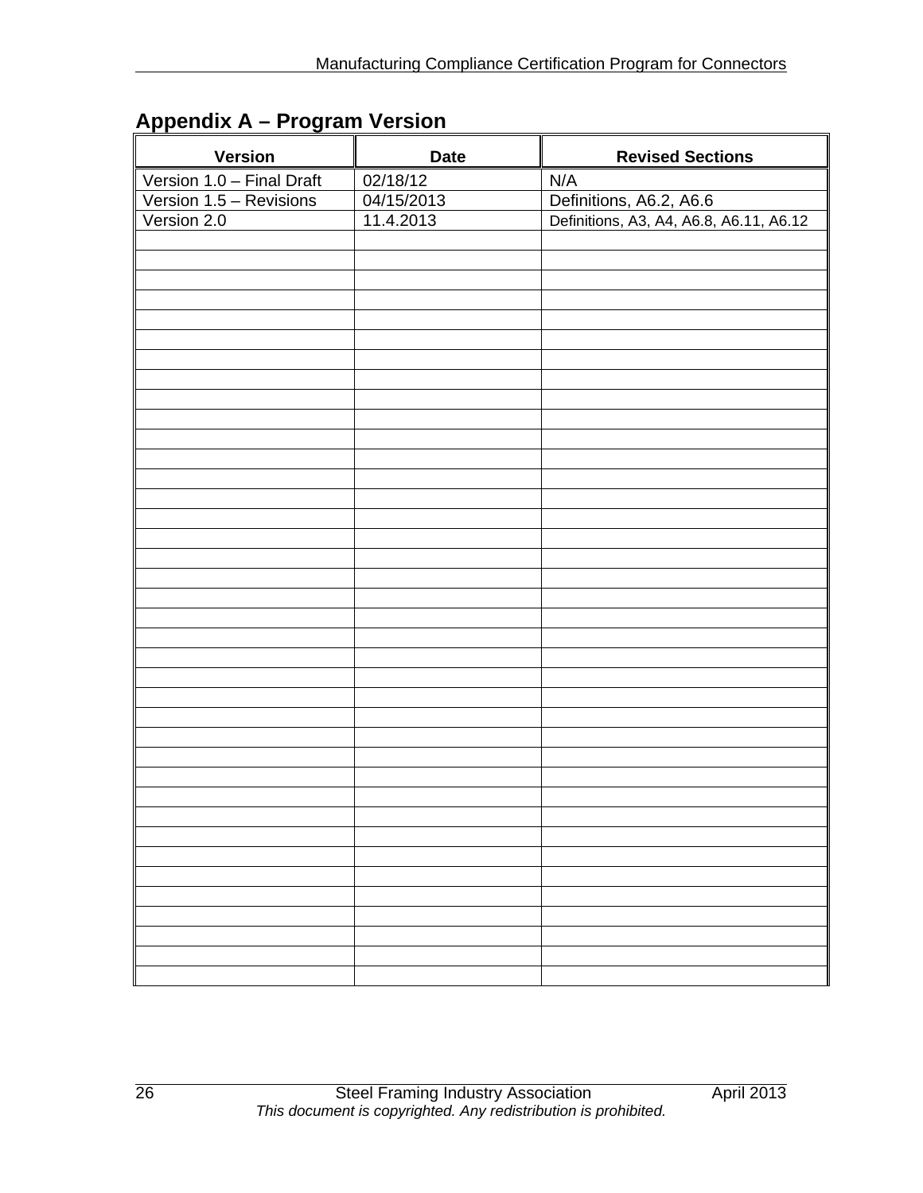## Appendix A – Program Version

| Version | Date | Revised Sections |
|---|---|---|
| Version 1.0 – Final Draft | 02/18/12 | N/A |
| Version 1.5 – Revisions | 04/15/2013 | Definitions, A6.2, A6.6 |
| Version 2.0 | 11.4.2013 | Definitions, A3, A4, A6.8, A6.11, A6.12 |
| | | |
| | | |
| | | |
| | | |
| | | |
| | | |
| | | |
| | | |
| | | |
| | | |
| | | |
| | | |
| | | |
| | | |
| | | |
| | | |
| | | |
| | | |
| | | |
| | | |
| | | |
| | | |
| | | |
| | | |
| | | |
| | | |
| | | |
| | | |
| | | |
| | | |
| | | |
| | | |
| | | |
| | | |
| | | |
| | | |
| | | |

*This document is copyrighted. Any redistribution is prohibited.*